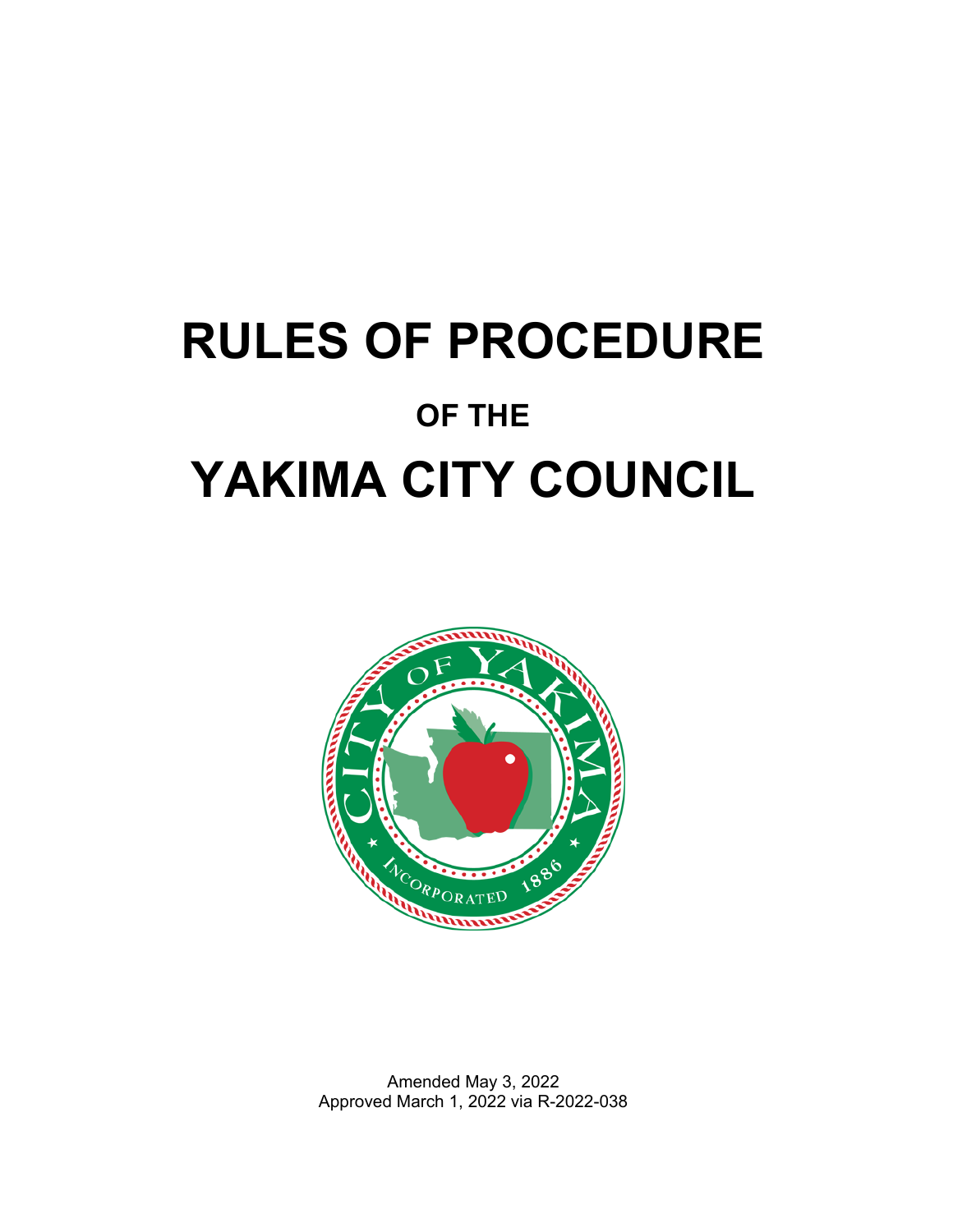# RULES OF PROCEDURE

## OF THE

# YAKIMA CITY COUNCIL

Amended May 3, 2022
Approved March 1, 2022 via R-2022-038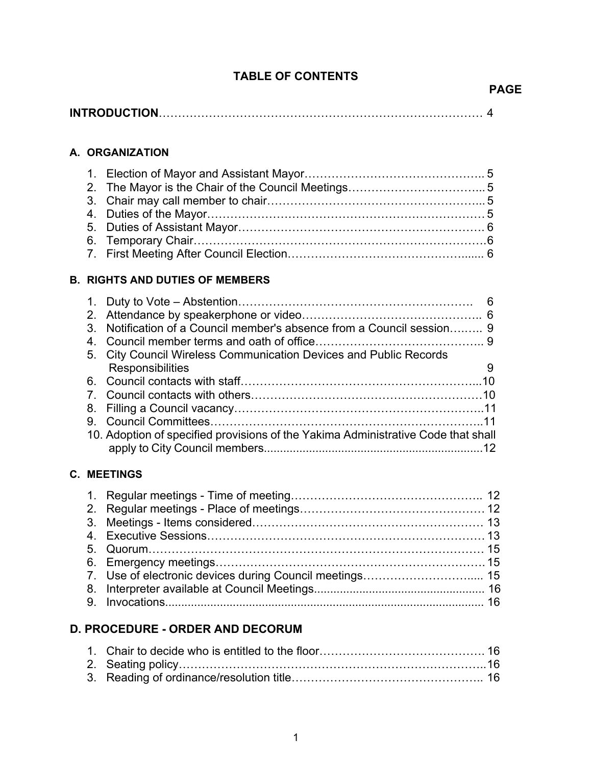# TABLE OF CONTENTS

**PAGE**

**INTRODUCTION** …… 4

### A. ORGANIZATION

1. Election of Mayor and Assistant Mayor …… 5
2. The Mayor is the Chair of the Council Meetings …… 5
3. Chair may call member to chair …… 5
4. Duties of the Mayor …… 5
5. Duties of Assistant Mayor …… 6
6. Temporary Chair …… 6
7. First Meeting After Council Election …… 6

### B. RIGHTS AND DUTIES OF MEMBERS

1. Duty to Vote – Abstention …… 6
2. Attendance by speakerphone or video …… 6
3. Notification of a Council member's absence from a Council session …… 9
4. Council member terms and oath of office …… 9
5. City Council Wireless Communication Devices and Public Records Responsibilities …… 9
6. Council contacts with staff …… 10
7. Council contacts with others …… 10
8. Filling a Council vacancy …… 11
9. Council Committees …… 11
10. Adoption of specified provisions of the Yakima Administrative Code that shall apply to City Council members …… 12

### C. MEETINGS

1. Regular meetings - Time of meeting …… 12
2. Regular meetings - Place of meetings …… 12
3. Meetings - Items considered …… 13
4. Executive Sessions …… 13
5. Quorum …… 15
6. Emergency meetings …… 15
7. Use of electronic devices during Council meetings …… 15
8. Interpreter available at Council Meetings …… 16
9. Invocations …… 16

## D. PROCEDURE - ORDER AND DECORUM

1. Chair to decide who is entitled to the floor …… 16
2. Seating policy …… 16
3. Reading of ordinance/resolution title …… 16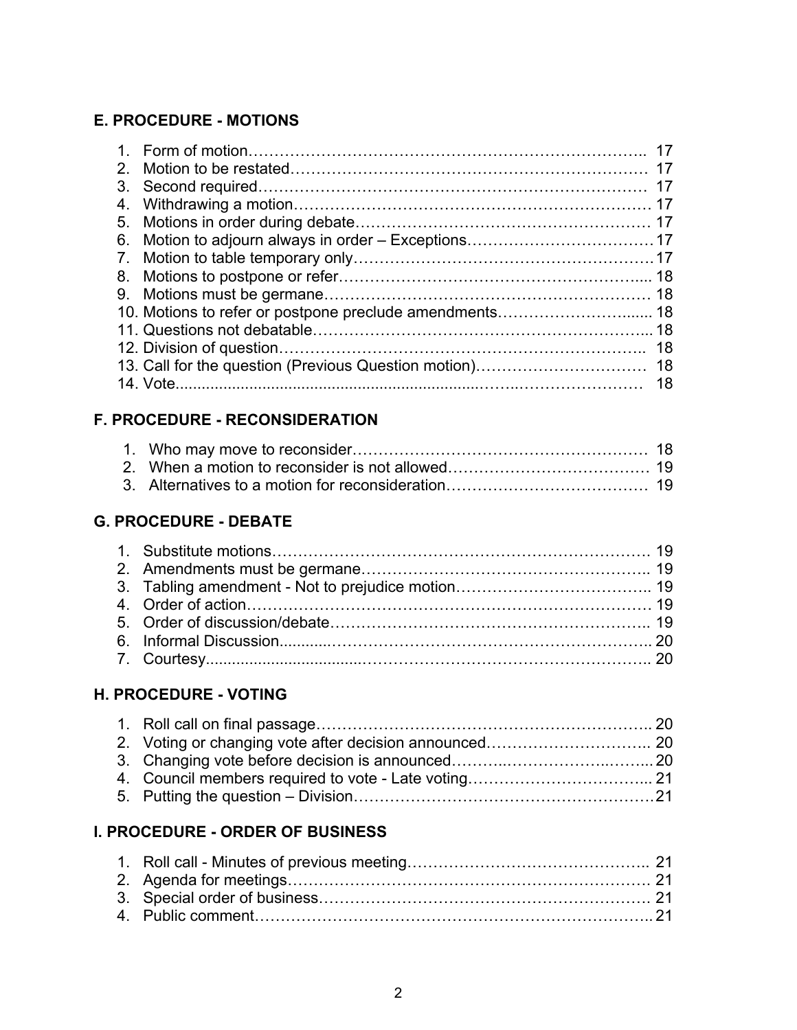### E. PROCEDURE - MOTIONS

1. Form of motion………………………………………………………………….. 17
2. Motion to be restated…………………………………………………………… 17
3. Second required………………………………………………………………… 17
4. Withdrawing a motion…………………………………………………………. 17
5. Motions in order during debate……………………………………………… 17
6. Motion to adjourn always in order – Exceptions……………………………17
7. Motion to table temporary only………………………………………………17
8. Motions to postpone or refer………………………………………………..... 18
9. Motions must be germane…………………………………………………… 18
10. Motions to refer or postpone preclude amendments……………………...... 18
11. Questions not debatable……………………………………………………... 18
12. Division of question………………………………………………………….. 18
13. Call for the question (Previous Question motion)…………………………… 18
14. Vote......................................................................……………………… 18

### F. PROCEDURE - RECONSIDERATION

1. Who may move to reconsider………………………………………………… 18
2. When a motion to reconsider is not allowed………………………………… 19
3. Alternatives to a motion for reconsideration………………………………… 19

### G. PROCEDURE - DEBATE

1. Substitute motions……………………………………………………………… 19
2. Amendments must be germane……………………………………………….. 19
3. Tabling amendment - Not to prejudice motion……………………………….. 19
4. Order of action…………………………………………………………………. 19
5. Order of discussion/debate…………………………………………………….. 19
6. Informal Discussion...........………………………………………………………. 20
7. Courtesy..................................……………………………………………….. 20

### H. PROCEDURE - VOTING

1. Roll call on final passage……………………………………………………….. 20
2. Voting or changing vote after decision announced………………………….. 20
3. Changing vote before decision is announced………...……………….…….... 20
4. Council members required to vote - Late voting……………………………... 21
5. Putting the question – Division…………………………………………………21

### I. PROCEDURE - ORDER OF BUSINESS

1. Roll call - Minutes of previous meeting……………………………………….. 21
2. Agenda for meetings……………………………………………………………. 21
3. Special order of business………………………………………………………. 21
4. Public comment………………………………………………………………….. 21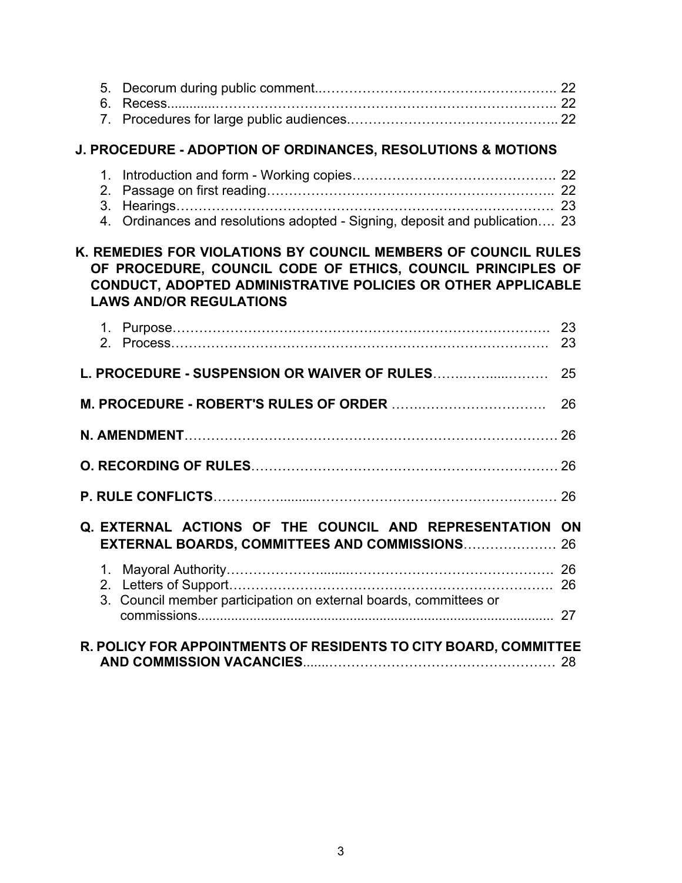5. Decorum during public comment...................................................... 22
6. Recess........................................................................................ 22
7. Procedures for large public audiences............................................ 22

**J. PROCEDURE - ADOPTION OF ORDINANCES, RESOLUTIONS & MOTIONS**

1. Introduction and form - Working copies............................................ 22
2. Passage on first reading................................................................ 22
3. Hearings..................................................................................... 23
4. Ordinances and resolutions adopted - Signing, deposit and publication.... 23

**K. REMEDIES FOR VIOLATIONS BY COUNCIL MEMBERS OF COUNCIL RULES OF PROCEDURE, COUNCIL CODE OF ETHICS, COUNCIL PRINCIPLES OF CONDUCT, ADOPTED ADMINISTRATIVE POLICIES OR OTHER APPLICABLE LAWS AND/OR REGULATIONS**

1. Purpose...................................................................................... 23
2. Process...................................................................................... 23

**L. PROCEDURE - SUSPENSION OR WAIVER OF RULES**........................... 25

**M. PROCEDURE - ROBERT'S RULES OF ORDER**.................................... 26

**N. AMENDMENT**................................................................................. 26

**O. RECORDING OF RULES**.................................................................. 26

**P. RULE CONFLICTS**.......................................................................... 26

**Q. EXTERNAL ACTIONS OF THE COUNCIL AND REPRESENTATION ON EXTERNAL BOARDS, COMMITTEES AND COMMISSIONS**.................... 26

1. Mayoral Authority.......................................................................... 26
2. Letters of Support.......................................................................... 26
3. Council member participation on external boards, committees or commissions................................................................................. 27

**R. POLICY FOR APPOINTMENTS OF RESIDENTS TO CITY BOARD, COMMITTEE AND COMMISSION VACANCIES**................................................ 28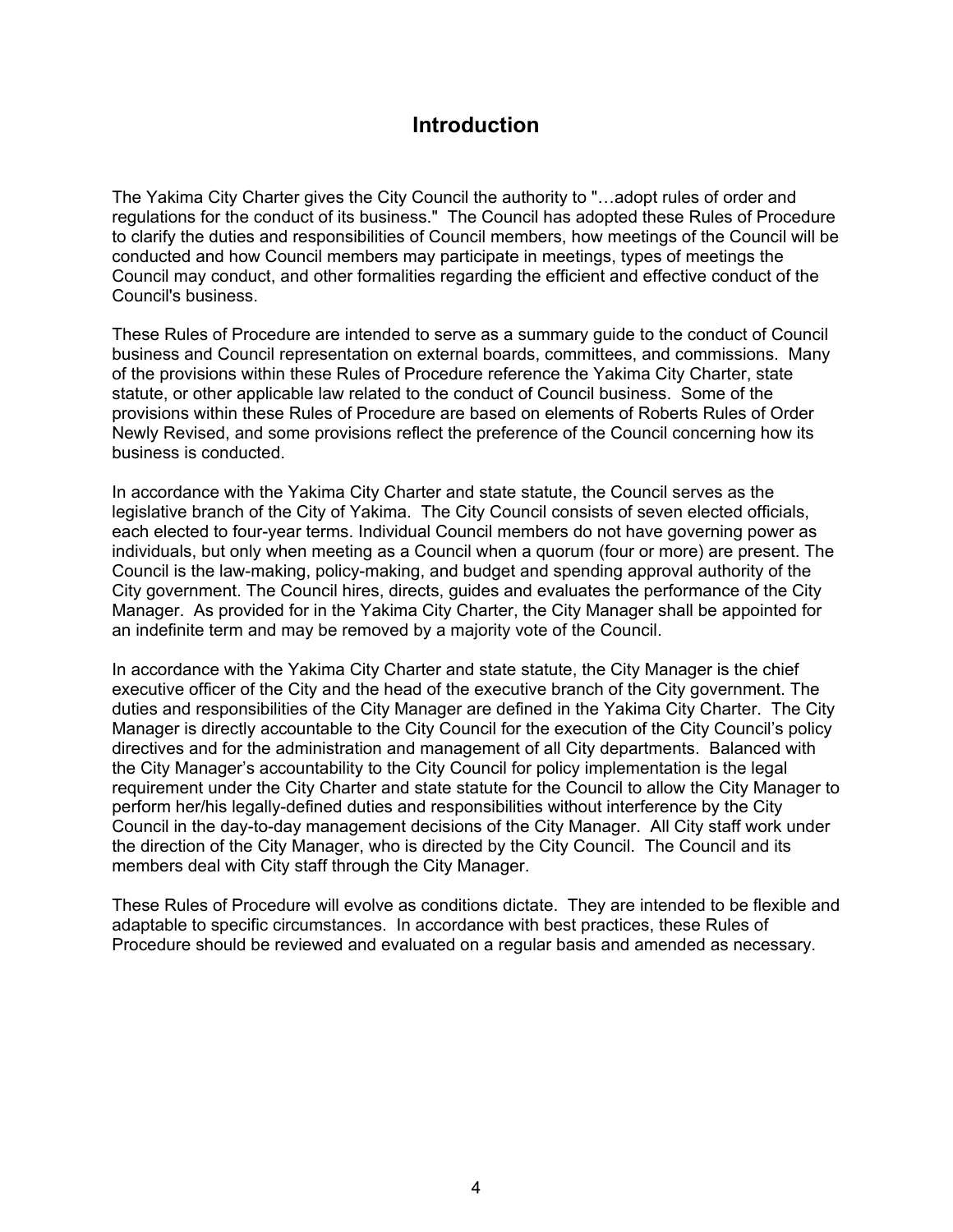# Introduction

The Yakima City Charter gives the City Council the authority to "…adopt rules of order and regulations for the conduct of its business." The Council has adopted these Rules of Procedure to clarify the duties and responsibilities of Council members, how meetings of the Council will be conducted and how Council members may participate in meetings, types of meetings the Council may conduct, and other formalities regarding the efficient and effective conduct of the Council's business.

These Rules of Procedure are intended to serve as a summary guide to the conduct of Council business and Council representation on external boards, committees, and commissions. Many of the provisions within these Rules of Procedure reference the Yakima City Charter, state statute, or other applicable law related to the conduct of Council business. Some of the provisions within these Rules of Procedure are based on elements of Roberts Rules of Order Newly Revised, and some provisions reflect the preference of the Council concerning how its business is conducted.

In accordance with the Yakima City Charter and state statute, the Council serves as the legislative branch of the City of Yakima. The City Council consists of seven elected officials, each elected to four-year terms. Individual Council members do not have governing power as individuals, but only when meeting as a Council when a quorum (four or more) are present. The Council is the law-making, policy-making, and budget and spending approval authority of the City government. The Council hires, directs, guides and evaluates the performance of the City Manager. As provided for in the Yakima City Charter, the City Manager shall be appointed for an indefinite term and may be removed by a majority vote of the Council.

In accordance with the Yakima City Charter and state statute, the City Manager is the chief executive officer of the City and the head of the executive branch of the City government. The duties and responsibilities of the City Manager are defined in the Yakima City Charter. The City Manager is directly accountable to the City Council for the execution of the City Council's policy directives and for the administration and management of all City departments. Balanced with the City Manager's accountability to the City Council for policy implementation is the legal requirement under the City Charter and state statute for the Council to allow the City Manager to perform her/his legally-defined duties and responsibilities without interference by the City Council in the day-to-day management decisions of the City Manager. All City staff work under the direction of the City Manager, who is directed by the City Council. The Council and its members deal with City staff through the City Manager.

These Rules of Procedure will evolve as conditions dictate. They are intended to be flexible and adaptable to specific circumstances. In accordance with best practices, these Rules of Procedure should be reviewed and evaluated on a regular basis and amended as necessary.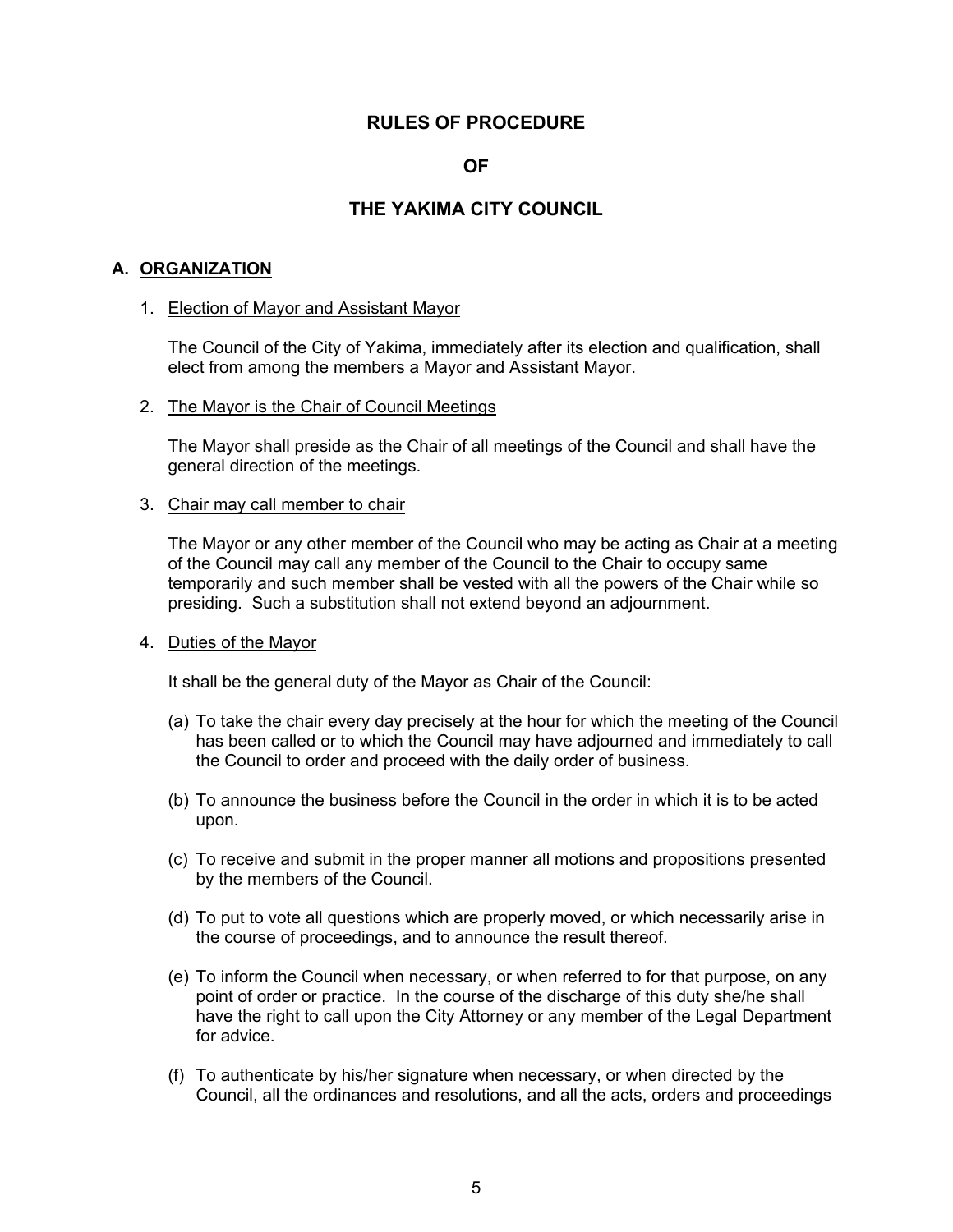# RULES OF PROCEDURE

# OF

# THE YAKIMA CITY COUNCIL

## A. ORGANIZATION

1. Election of Mayor and Assistant Mayor

   The Council of the City of Yakima, immediately after its election and qualification, shall elect from among the members a Mayor and Assistant Mayor.

2. The Mayor is the Chair of Council Meetings

   The Mayor shall preside as the Chair of all meetings of the Council and shall have the general direction of the meetings.

3. Chair may call member to chair

   The Mayor or any other member of the Council who may be acting as Chair at a meeting of the Council may call any member of the Council to the Chair to occupy same temporarily and such member shall be vested with all the powers of the Chair while so presiding. Such a substitution shall not extend beyond an adjournment.

4. Duties of the Mayor

   It shall be the general duty of the Mayor as Chair of the Council:

   (a) To take the chair every day precisely at the hour for which the meeting of the Council has been called or to which the Council may have adjourned and immediately to call the Council to order and proceed with the daily order of business.

   (b) To announce the business before the Council in the order in which it is to be acted upon.

   (c) To receive and submit in the proper manner all motions and propositions presented by the members of the Council.

   (d) To put to vote all questions which are properly moved, or which necessarily arise in the course of proceedings, and to announce the result thereof.

   (e) To inform the Council when necessary, or when referred to for that purpose, on any point of order or practice. In the course of the discharge of this duty she/he shall have the right to call upon the City Attorney or any member of the Legal Department for advice.

   (f) To authenticate by his/her signature when necessary, or when directed by the Council, all the ordinances and resolutions, and all the acts, orders and proceedings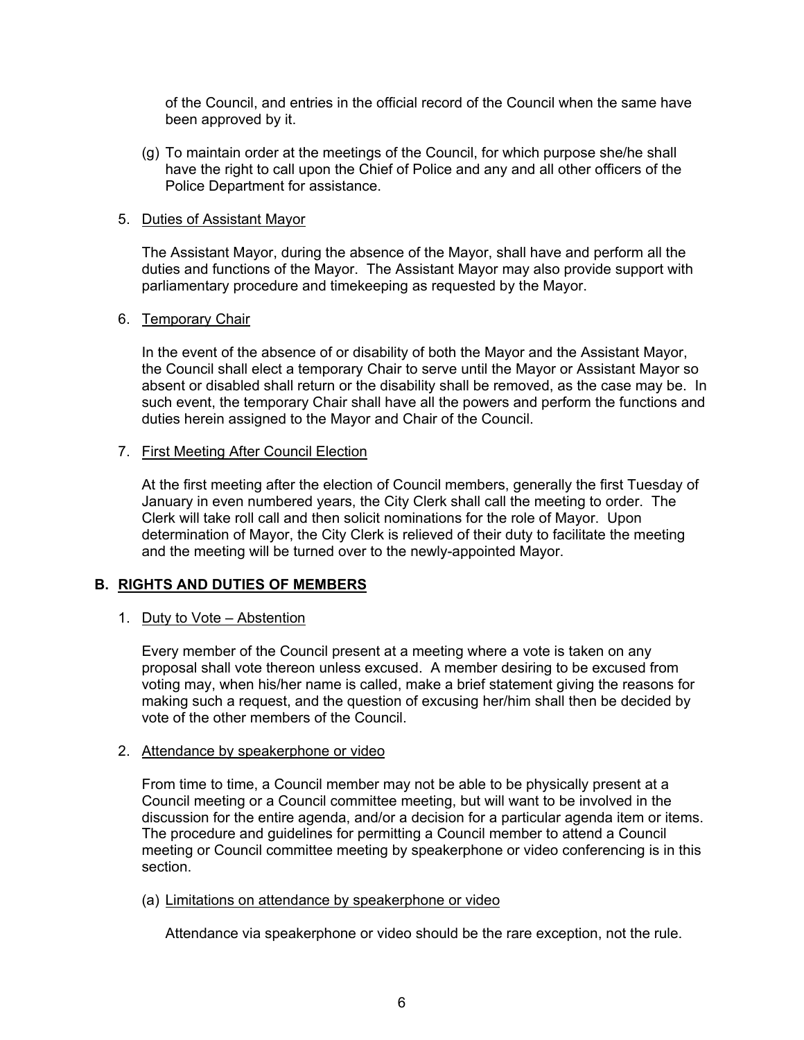of the Council, and entries in the official record of the Council when the same have been approved by it.

(g) To maintain order at the meetings of the Council, for which purpose she/he shall have the right to call upon the Chief of Police and any and all other officers of the Police Department for assistance.

5. Duties of Assistant Mayor

The Assistant Mayor, during the absence of the Mayor, shall have and perform all the duties and functions of the Mayor. The Assistant Mayor may also provide support with parliamentary procedure and timekeeping as requested by the Mayor.

6. Temporary Chair

In the event of the absence of or disability of both the Mayor and the Assistant Mayor, the Council shall elect a temporary Chair to serve until the Mayor or Assistant Mayor so absent or disabled shall return or the disability shall be removed, as the case may be. In such event, the temporary Chair shall have all the powers and perform the functions and duties herein assigned to the Mayor and Chair of the Council.

7. First Meeting After Council Election

At the first meeting after the election of Council members, generally the first Tuesday of January in even numbered years, the City Clerk shall call the meeting to order. The Clerk will take roll call and then solicit nominations for the role of Mayor. Upon determination of Mayor, the City Clerk is relieved of their duty to facilitate the meeting and the meeting will be turned over to the newly-appointed Mayor.

## B. RIGHTS AND DUTIES OF MEMBERS

1. Duty to Vote – Abstention

Every member of the Council present at a meeting where a vote is taken on any proposal shall vote thereon unless excused. A member desiring to be excused from voting may, when his/her name is called, make a brief statement giving the reasons for making such a request, and the question of excusing her/him shall then be decided by vote of the other members of the Council.

2. Attendance by speakerphone or video

From time to time, a Council member may not be able to be physically present at a Council meeting or a Council committee meeting, but will want to be involved in the discussion for the entire agenda, and/or a decision for a particular agenda item or items. The procedure and guidelines for permitting a Council member to attend a Council meeting or Council committee meeting by speakerphone or video conferencing is in this section.

(a) Limitations on attendance by speakerphone or video

Attendance via speakerphone or video should be the rare exception, not the rule.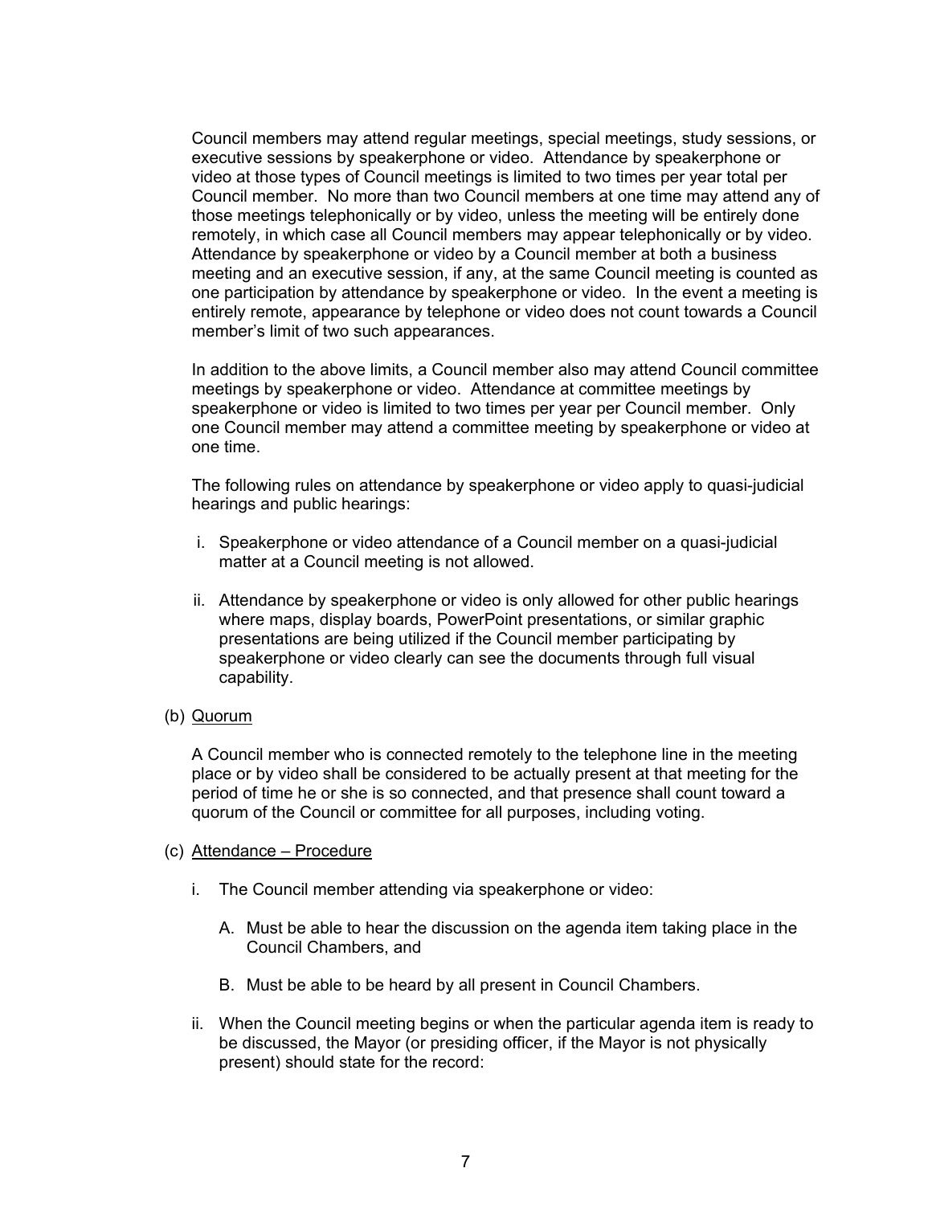Council members may attend regular meetings, special meetings, study sessions, or executive sessions by speakerphone or video. Attendance by speakerphone or video at those types of Council meetings is limited to two times per year total per Council member. No more than two Council members at one time may attend any of those meetings telephonically or by video, unless the meeting will be entirely done remotely, in which case all Council members may appear telephonically or by video. Attendance by speakerphone or video by a Council member at both a business meeting and an executive session, if any, at the same Council meeting is counted as one participation by attendance by speakerphone or video. In the event a meeting is entirely remote, appearance by telephone or video does not count towards a Council member's limit of two such appearances.

In addition to the above limits, a Council member also may attend Council committee meetings by speakerphone or video. Attendance at committee meetings by speakerphone or video is limited to two times per year per Council member. Only one Council member may attend a committee meeting by speakerphone or video at one time.

The following rules on attendance by speakerphone or video apply to quasi-judicial hearings and public hearings:

i. Speakerphone or video attendance of a Council member on a quasi-judicial matter at a Council meeting is not allowed.

ii. Attendance by speakerphone or video is only allowed for other public hearings where maps, display boards, PowerPoint presentations, or similar graphic presentations are being utilized if the Council member participating by speakerphone or video clearly can see the documents through full visual capability.

(b) Quorum

A Council member who is connected remotely to the telephone line in the meeting place or by video shall be considered to be actually present at that meeting for the period of time he or she is so connected, and that presence shall count toward a quorum of the Council or committee for all purposes, including voting.

(c) Attendance – Procedure

i. The Council member attending via speakerphone or video:

   A. Must be able to hear the discussion on the agenda item taking place in the Council Chambers, and

   B. Must be able to be heard by all present in Council Chambers.

ii. When the Council meeting begins or when the particular agenda item is ready to be discussed, the Mayor (or presiding officer, if the Mayor is not physically present) should state for the record: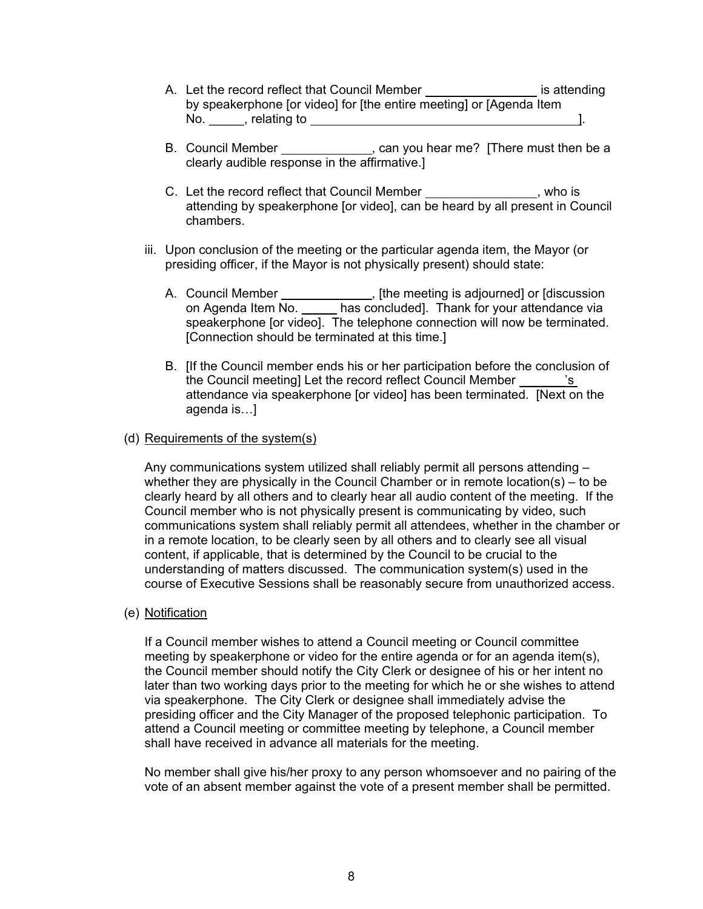A. Let the record reflect that Council Member ________________ is attending by speakerphone [or video] for [the entire meeting] or [Agenda Item No. _____, relating to ________________________________________].

B. Council Member _____________, can you hear me? [There must then be a clearly audible response in the affirmative.]

C. Let the record reflect that Council Member ________________, who is attending by speakerphone [or video], can be heard by all present in Council chambers.

iii. Upon conclusion of the meeting or the particular agenda item, the Mayor (or presiding officer, if the Mayor is not physically present) should state:

A. Council Member _____________, [the meeting is adjourned] or [discussion on Agenda Item No. _____ has concluded]. Thank for your attendance via speakerphone [or video]. The telephone connection will now be terminated. [Connection should be terminated at this time.]

B. [If the Council member ends his or her participation before the conclusion of the Council meeting] Let the record reflect Council Member _______'s attendance via speakerphone [or video] has been terminated. [Next on the agenda is…]

(d) Requirements of the system(s)

Any communications system utilized shall reliably permit all persons attending – whether they are physically in the Council Chamber or in remote location(s) – to be clearly heard by all others and to clearly hear all audio content of the meeting. If the Council member who is not physically present is communicating by video, such communications system shall reliably permit all attendees, whether in the chamber or in a remote location, to be clearly seen by all others and to clearly see all visual content, if applicable, that is determined by the Council to be crucial to the understanding of matters discussed. The communication system(s) used in the course of Executive Sessions shall be reasonably secure from unauthorized access.

(e) Notification

If a Council member wishes to attend a Council meeting or Council committee meeting by speakerphone or video for the entire agenda or for an agenda item(s), the Council member should notify the City Clerk or designee of his or her intent no later than two working days prior to the meeting for which he or she wishes to attend via speakerphone. The City Clerk or designee shall immediately advise the presiding officer and the City Manager of the proposed telephonic participation. To attend a Council meeting or committee meeting by telephone, a Council member shall have received in advance all materials for the meeting.

No member shall give his/her proxy to any person whomsoever and no pairing of the vote of an absent member against the vote of a present member shall be permitted.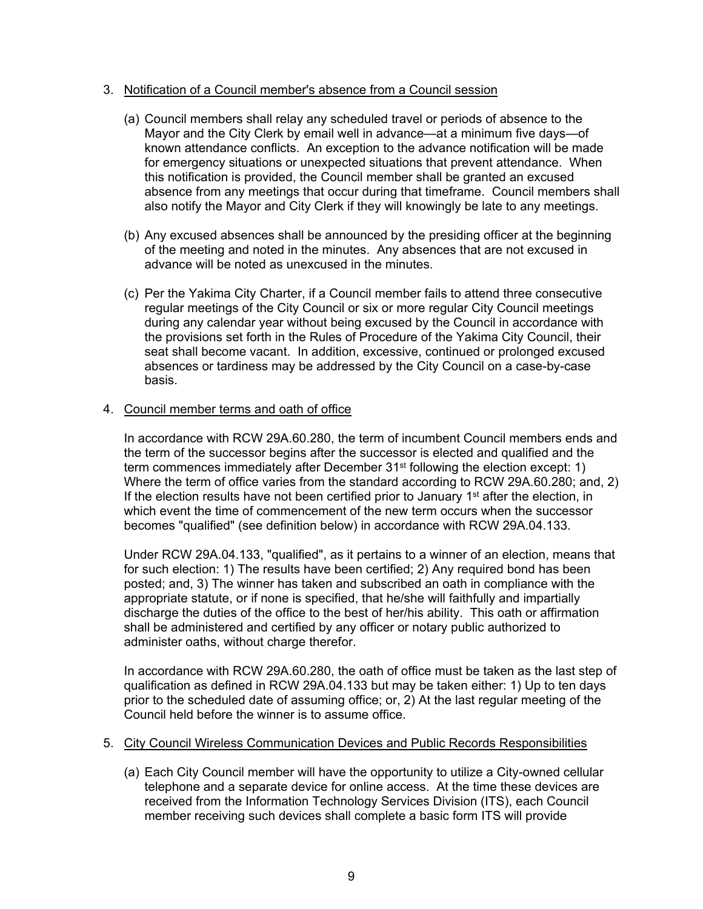3. Notification of a Council member's absence from a Council session

   (a) Council members shall relay any scheduled travel or periods of absence to the Mayor and the City Clerk by email well in advance—at a minimum five days—of known attendance conflicts. An exception to the advance notification will be made for emergency situations or unexpected situations that prevent attendance. When this notification is provided, the Council member shall be granted an excused absence from any meetings that occur during that timeframe. Council members shall also notify the Mayor and City Clerk if they will knowingly be late to any meetings.

   (b) Any excused absences shall be announced by the presiding officer at the beginning of the meeting and noted in the minutes. Any absences that are not excused in advance will be noted as unexcused in the minutes.

   (c) Per the Yakima City Charter, if a Council member fails to attend three consecutive regular meetings of the City Council or six or more regular City Council meetings during any calendar year without being excused by the Council in accordance with the provisions set forth in the Rules of Procedure of the Yakima City Council, their seat shall become vacant. In addition, excessive, continued or prolonged excused absences or tardiness may be addressed by the City Council on a case-by-case basis.

4. Council member terms and oath of office

   In accordance with RCW 29A.60.280, the term of incumbent Council members ends and the term of the successor begins after the successor is elected and qualified and the term commences immediately after December 31st following the election except: 1) Where the term of office varies from the standard according to RCW 29A.60.280; and, 2) If the election results have not been certified prior to January 1st after the election, in which event the time of commencement of the new term occurs when the successor becomes "qualified" (see definition below) in accordance with RCW 29A.04.133.

   Under RCW 29A.04.133, "qualified", as it pertains to a winner of an election, means that for such election: 1) The results have been certified; 2) Any required bond has been posted; and, 3) The winner has taken and subscribed an oath in compliance with the appropriate statute, or if none is specified, that he/she will faithfully and impartially discharge the duties of the office to the best of her/his ability. This oath or affirmation shall be administered and certified by any officer or notary public authorized to administer oaths, without charge therefor.

   In accordance with RCW 29A.60.280, the oath of office must be taken as the last step of qualification as defined in RCW 29A.04.133 but may be taken either: 1) Up to ten days prior to the scheduled date of assuming office; or, 2) At the last regular meeting of the Council held before the winner is to assume office.

5. City Council Wireless Communication Devices and Public Records Responsibilities

   (a) Each City Council member will have the opportunity to utilize a City-owned cellular telephone and a separate device for online access. At the time these devices are received from the Information Technology Services Division (ITS), each Council member receiving such devices shall complete a basic form ITS will provide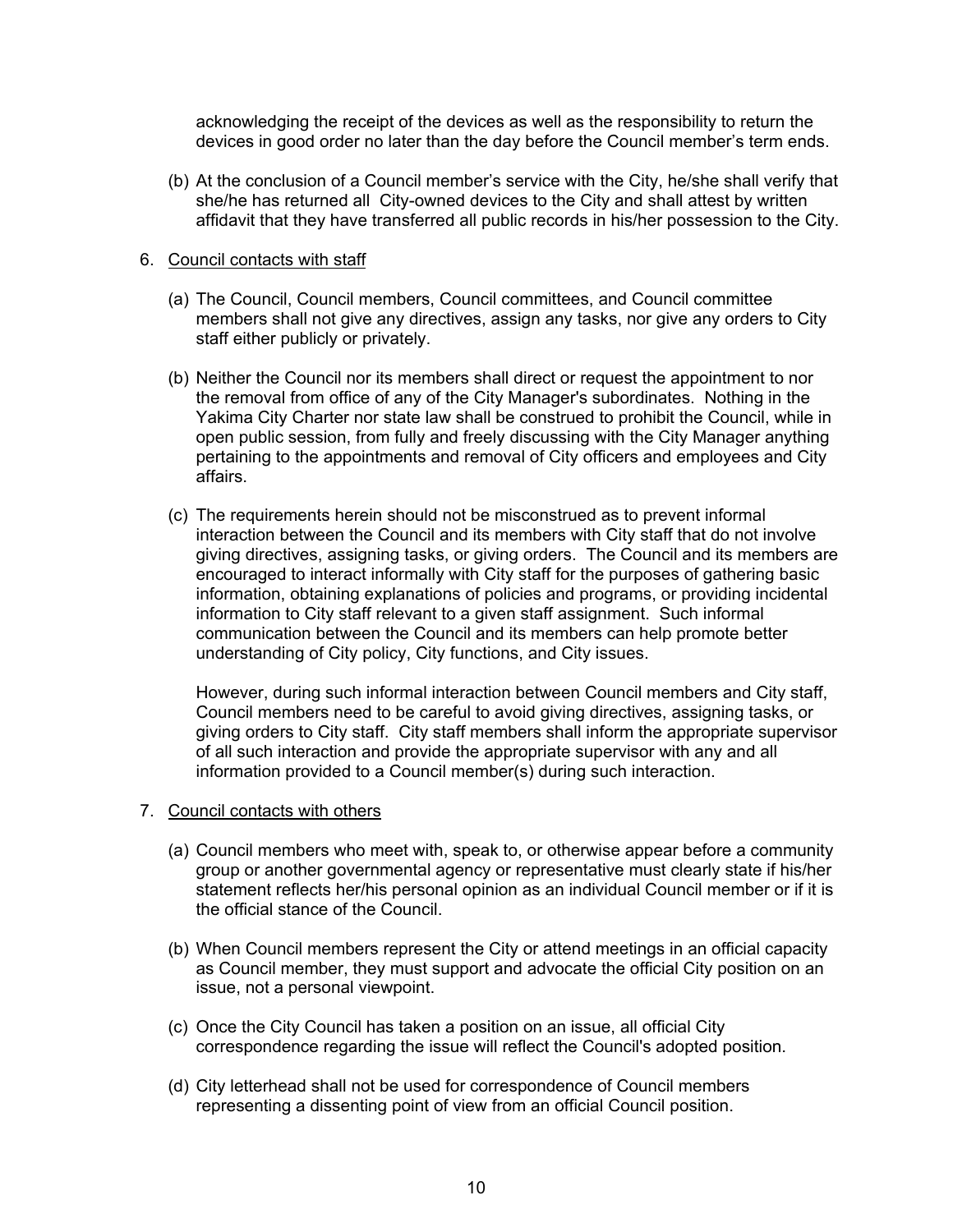acknowledging the receipt of the devices as well as the responsibility to return the devices in good order no later than the day before the Council member's term ends.

(b) At the conclusion of a Council member's service with the City, he/she shall verify that she/he has returned all City-owned devices to the City and shall attest by written affidavit that they have transferred all public records in his/her possession to the City.

6. <u>Council contacts with staff</u>

(a) The Council, Council members, Council committees, and Council committee members shall not give any directives, assign any tasks, nor give any orders to City staff either publicly or privately.

(b) Neither the Council nor its members shall direct or request the appointment to nor the removal from office of any of the City Manager's subordinates. Nothing in the Yakima City Charter nor state law shall be construed to prohibit the Council, while in open public session, from fully and freely discussing with the City Manager anything pertaining to the appointments and removal of City officers and employees and City affairs.

(c) The requirements herein should not be misconstrued as to prevent informal interaction between the Council and its members with City staff that do not involve giving directives, assigning tasks, or giving orders. The Council and its members are encouraged to interact informally with City staff for the purposes of gathering basic information, obtaining explanations of policies and programs, or providing incidental information to City staff relevant to a given staff assignment. Such informal communication between the Council and its members can help promote better understanding of City policy, City functions, and City issues.

However, during such informal interaction between Council members and City staff, Council members need to be careful to avoid giving directives, assigning tasks, or giving orders to City staff. City staff members shall inform the appropriate supervisor of all such interaction and provide the appropriate supervisor with any and all information provided to a Council member(s) during such interaction.

7. <u>Council contacts with others</u>

(a) Council members who meet with, speak to, or otherwise appear before a community group or another governmental agency or representative must clearly state if his/her statement reflects her/his personal opinion as an individual Council member or if it is the official stance of the Council.

(b) When Council members represent the City or attend meetings in an official capacity as Council member, they must support and advocate the official City position on an issue, not a personal viewpoint.

(c) Once the City Council has taken a position on an issue, all official City correspondence regarding the issue will reflect the Council's adopted position.

(d) City letterhead shall not be used for correspondence of Council members representing a dissenting point of view from an official Council position.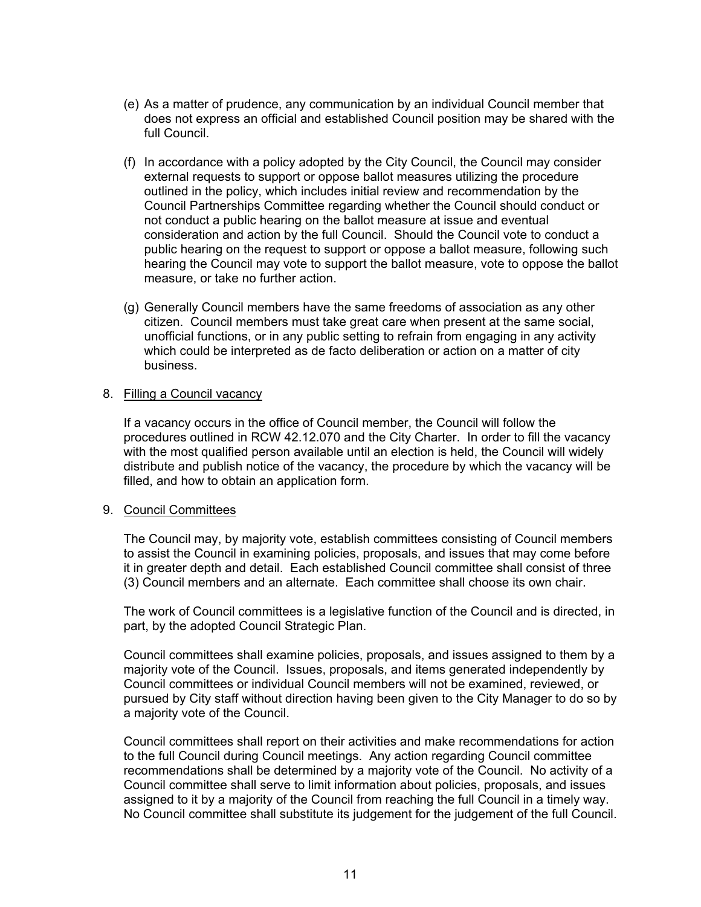(e) As a matter of prudence, any communication by an individual Council member that does not express an official and established Council position may be shared with the full Council.

(f) In accordance with a policy adopted by the City Council, the Council may consider external requests to support or oppose ballot measures utilizing the procedure outlined in the policy, which includes initial review and recommendation by the Council Partnerships Committee regarding whether the Council should conduct or not conduct a public hearing on the ballot measure at issue and eventual consideration and action by the full Council. Should the Council vote to conduct a public hearing on the request to support or oppose a ballot measure, following such hearing the Council may vote to support the ballot measure, vote to oppose the ballot measure, or take no further action.

(g) Generally Council members have the same freedoms of association as any other citizen. Council members must take great care when present at the same social, unofficial functions, or in any public setting to refrain from engaging in any activity which could be interpreted as de facto deliberation or action on a matter of city business.

8. <u>Filling a Council vacancy</u>

   If a vacancy occurs in the office of Council member, the Council will follow the procedures outlined in RCW 42.12.070 and the City Charter. In order to fill the vacancy with the most qualified person available until an election is held, the Council will widely distribute and publish notice of the vacancy, the procedure by which the vacancy will be filled, and how to obtain an application form.

9. <u>Council Committees</u>

   The Council may, by majority vote, establish committees consisting of Council members to assist the Council in examining policies, proposals, and issues that may come before it in greater depth and detail. Each established Council committee shall consist of three (3) Council members and an alternate. Each committee shall choose its own chair.

   The work of Council committees is a legislative function of the Council and is directed, in part, by the adopted Council Strategic Plan.

   Council committees shall examine policies, proposals, and issues assigned to them by a majority vote of the Council. Issues, proposals, and items generated independently by Council committees or individual Council members will not be examined, reviewed, or pursued by City staff without direction having been given to the City Manager to do so by a majority vote of the Council.

   Council committees shall report on their activities and make recommendations for action to the full Council during Council meetings. Any action regarding Council committee recommendations shall be determined by a majority vote of the Council. No activity of a Council committee shall serve to limit information about policies, proposals, and issues assigned to it by a majority of the Council from reaching the full Council in a timely way. No Council committee shall substitute its judgement for the judgement of the full Council.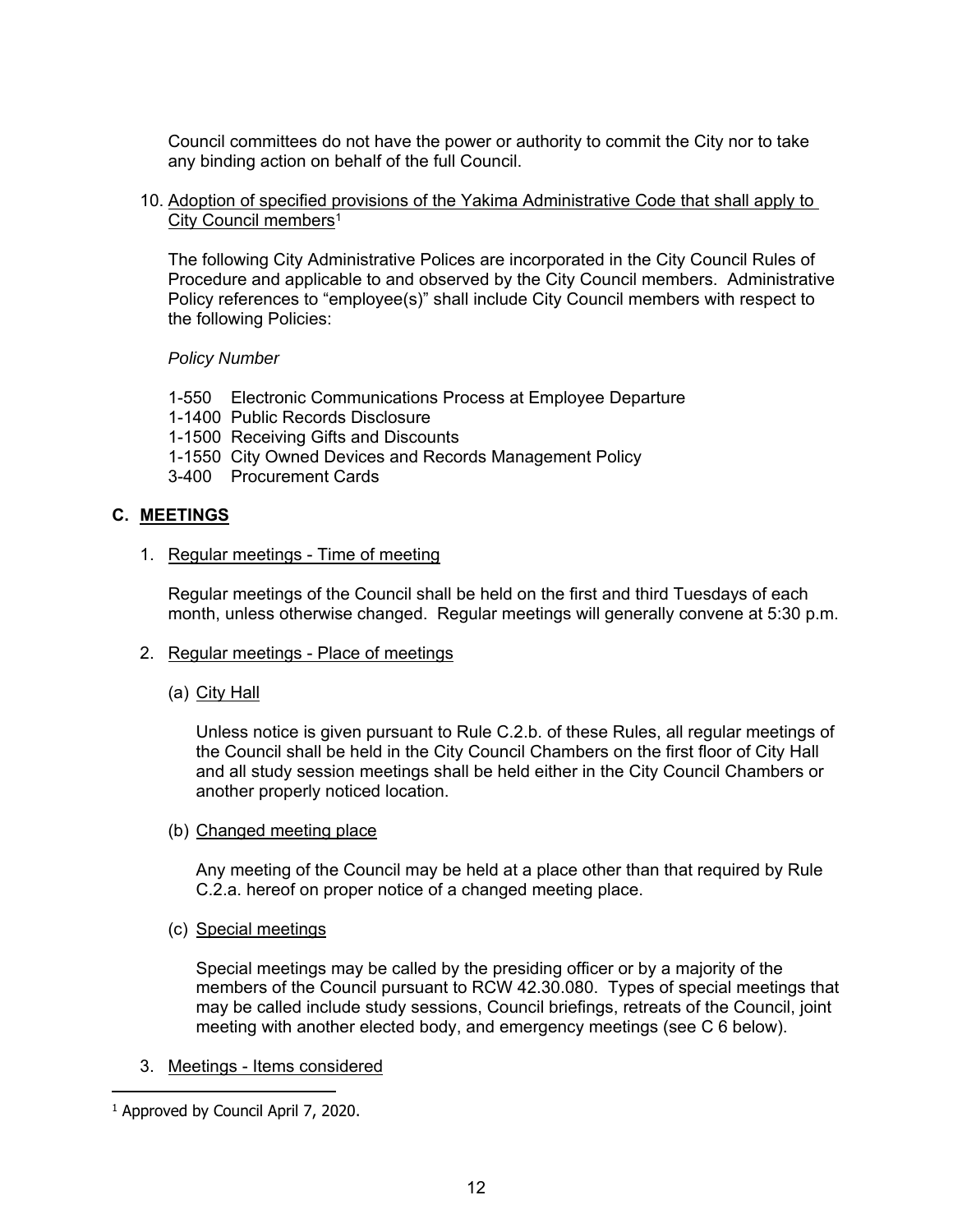Council committees do not have the power or authority to commit the City nor to take any binding action on behalf of the full Council.

10. Adoption of specified provisions of the Yakima Administrative Code that shall apply to City Council members[1]

    The following City Administrative Polices are incorporated in the City Council Rules of Procedure and applicable to and observed by the City Council members. Administrative Policy references to "employee(s)" shall include City Council members with respect to the following Policies:

    *Policy Number*

    1-550 Electronic Communications Process at Employee Departure
    1-1400 Public Records Disclosure
    1-1500 Receiving Gifts and Discounts
    1-1550 City Owned Devices and Records Management Policy
    3-400 Procurement Cards

## C. MEETINGS

1. Regular meetings - Time of meeting

   Regular meetings of the Council shall be held on the first and third Tuesdays of each month, unless otherwise changed. Regular meetings will generally convene at 5:30 p.m.

2. Regular meetings - Place of meetings

   (a) City Hall

   Unless notice is given pursuant to Rule C.2.b. of these Rules, all regular meetings of the Council shall be held in the City Council Chambers on the first floor of City Hall and all study session meetings shall be held either in the City Council Chambers or another properly noticed location.

   (b) Changed meeting place

   Any meeting of the Council may be held at a place other than that required by Rule C.2.a. hereof on proper notice of a changed meeting place.

   (c) Special meetings

   Special meetings may be called by the presiding officer or by a majority of the members of the Council pursuant to RCW 42.30.080. Types of special meetings that may be called include study sessions, Council briefings, retreats of the Council, joint meeting with another elected body, and emergency meetings (see C 6 below).

3. Meetings - Items considered

---

[1] Approved by Council April 7, 2020.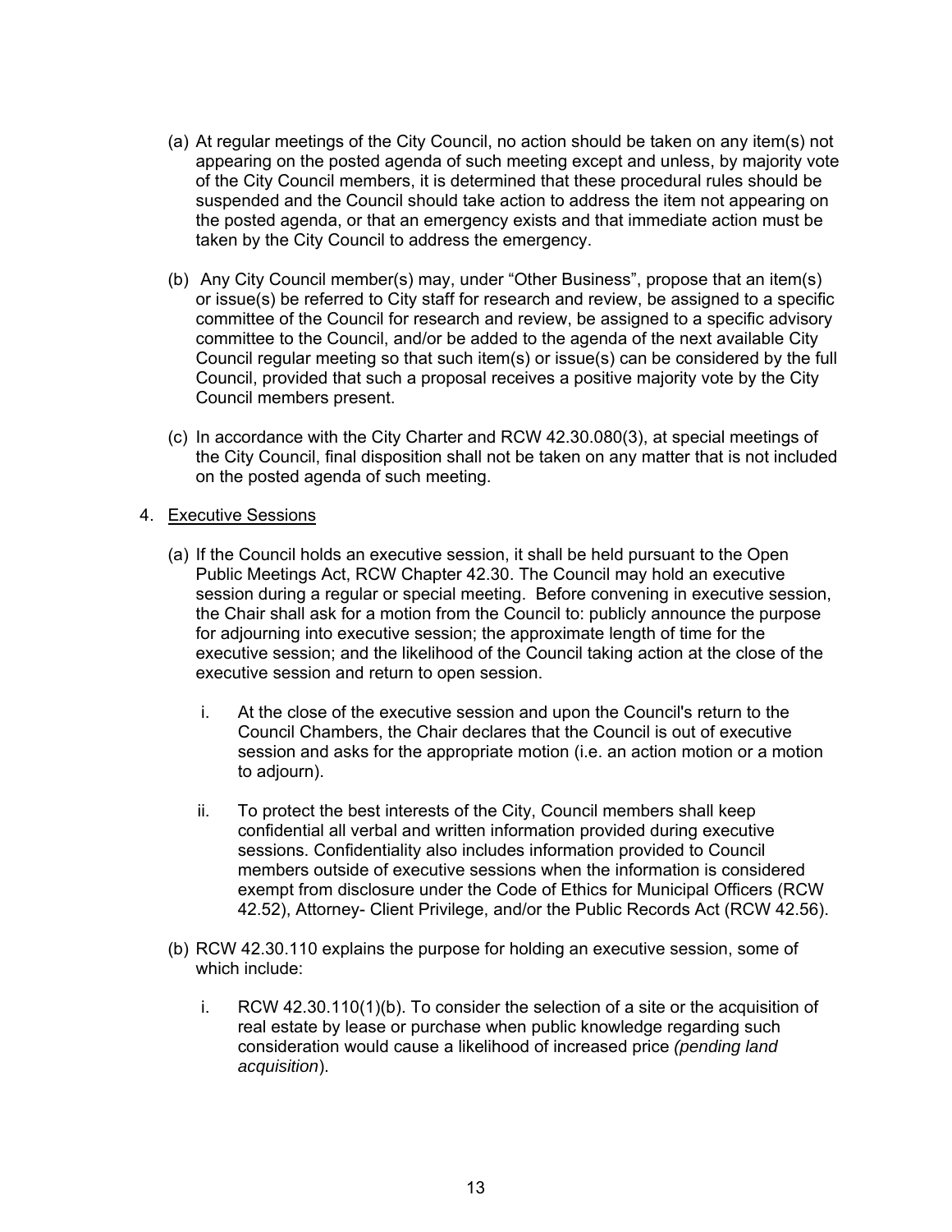(a) At regular meetings of the City Council, no action should be taken on any item(s) not appearing on the posted agenda of such meeting except and unless, by majority vote of the City Council members, it is determined that these procedural rules should be suspended and the Council should take action to address the item not appearing on the posted agenda, or that an emergency exists and that immediate action must be taken by the City Council to address the emergency.

(b) Any City Council member(s) may, under "Other Business", propose that an item(s) or issue(s) be referred to City staff for research and review, be assigned to a specific committee of the Council for research and review, be assigned to a specific advisory committee to the Council, and/or be added to the agenda of the next available City Council regular meeting so that such item(s) or issue(s) can be considered by the full Council, provided that such a proposal receives a positive majority vote by the City Council members present.

(c) In accordance with the City Charter and RCW 42.30.080(3), at special meetings of the City Council, final disposition shall not be taken on any matter that is not included on the posted agenda of such meeting.

4. <u>Executive Sessions</u>

(a) If the Council holds an executive session, it shall be held pursuant to the Open Public Meetings Act, RCW Chapter 42.30. The Council may hold an executive session during a regular or special meeting. Before convening in executive session, the Chair shall ask for a motion from the Council to: publicly announce the purpose for adjourning into executive session; the approximate length of time for the executive session; and the likelihood of the Council taking action at the close of the executive session and return to open session.

i. At the close of the executive session and upon the Council's return to the Council Chambers, the Chair declares that the Council is out of executive session and asks for the appropriate motion (i.e. an action motion or a motion to adjourn).

ii. To protect the best interests of the City, Council members shall keep confidential all verbal and written information provided during executive sessions. Confidentiality also includes information provided to Council members outside of executive sessions when the information is considered exempt from disclosure under the Code of Ethics for Municipal Officers (RCW 42.52), Attorney- Client Privilege, and/or the Public Records Act (RCW 42.56).

(b) RCW 42.30.110 explains the purpose for holding an executive session, some of which include:

i. RCW 42.30.110(1)(b). To consider the selection of a site or the acquisition of real estate by lease or purchase when public knowledge regarding such consideration would cause a likelihood of increased price *(pending land acquisition*).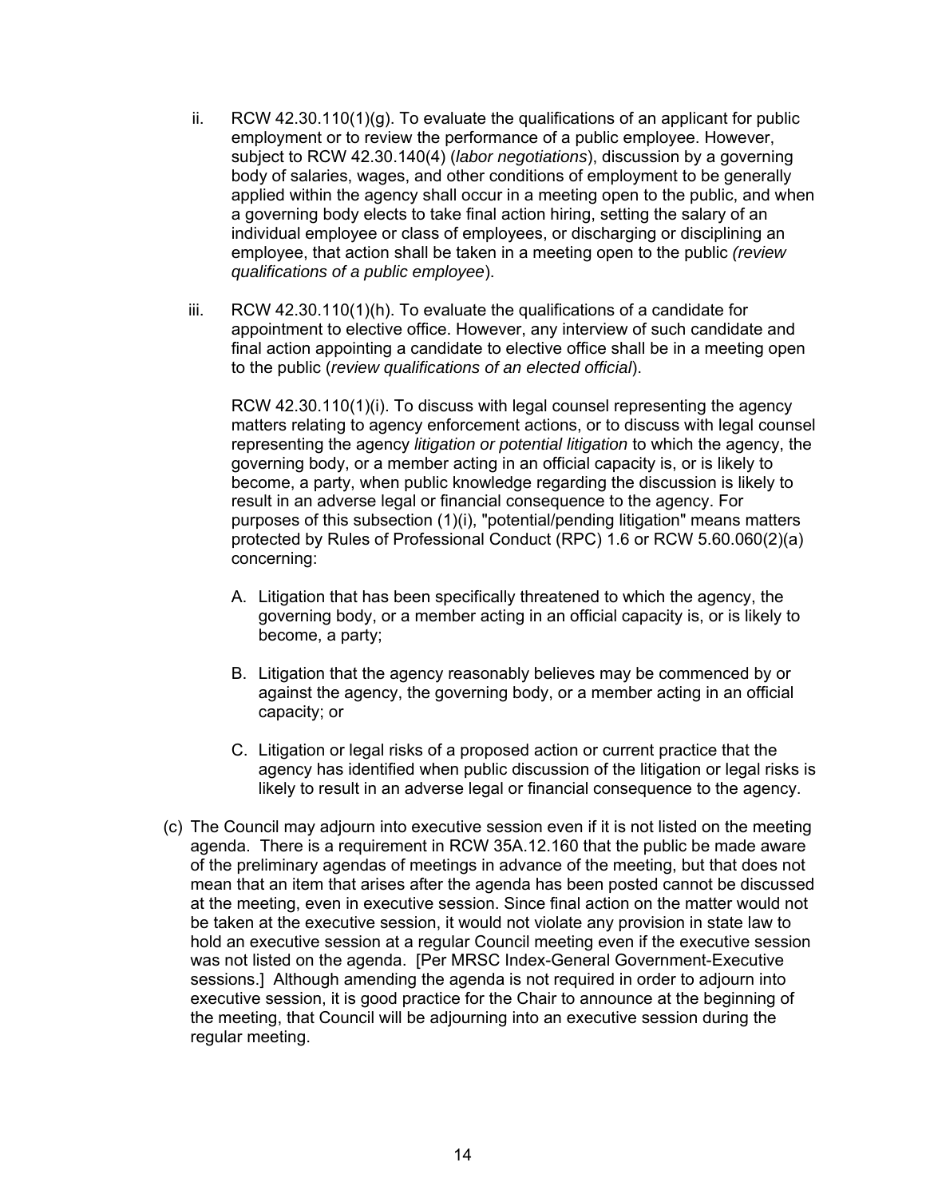ii. RCW 42.30.110(1)(g). To evaluate the qualifications of an applicant for public employment or to review the performance of a public employee. However, subject to RCW 42.30.140(4) (*labor negotiations*), discussion by a governing body of salaries, wages, and other conditions of employment to be generally applied within the agency shall occur in a meeting open to the public, and when a governing body elects to take final action hiring, setting the salary of an individual employee or class of employees, or discharging or disciplining an employee, that action shall be taken in a meeting open to the public *(review qualifications of a public employee*).

iii. RCW 42.30.110(1)(h). To evaluate the qualifications of a candidate for appointment to elective office. However, any interview of such candidate and final action appointing a candidate to elective office shall be in a meeting open to the public (*review qualifications of an elected official*).

RCW 42.30.110(1)(i). To discuss with legal counsel representing the agency matters relating to agency enforcement actions, or to discuss with legal counsel representing the agency *litigation or potential litigation* to which the agency, the governing body, or a member acting in an official capacity is, or is likely to become, a party, when public knowledge regarding the discussion is likely to result in an adverse legal or financial consequence to the agency. For purposes of this subsection (1)(i), "potential/pending litigation" means matters protected by Rules of Professional Conduct (RPC) 1.6 or RCW 5.60.060(2)(a) concerning:

A. Litigation that has been specifically threatened to which the agency, the governing body, or a member acting in an official capacity is, or is likely to become, a party;

B. Litigation that the agency reasonably believes may be commenced by or against the agency, the governing body, or a member acting in an official capacity; or

C. Litigation or legal risks of a proposed action or current practice that the agency has identified when public discussion of the litigation or legal risks is likely to result in an adverse legal or financial consequence to the agency.

(c) The Council may adjourn into executive session even if it is not listed on the meeting agenda. There is a requirement in RCW 35A.12.160 that the public be made aware of the preliminary agendas of meetings in advance of the meeting, but that does not mean that an item that arises after the agenda has been posted cannot be discussed at the meeting, even in executive session. Since final action on the matter would not be taken at the executive session, it would not violate any provision in state law to hold an executive session at a regular Council meeting even if the executive session was not listed on the agenda. [Per MRSC Index-General Government-Executive sessions.] Although amending the agenda is not required in order to adjourn into executive session, it is good practice for the Chair to announce at the beginning of the meeting, that Council will be adjourning into an executive session during the regular meeting.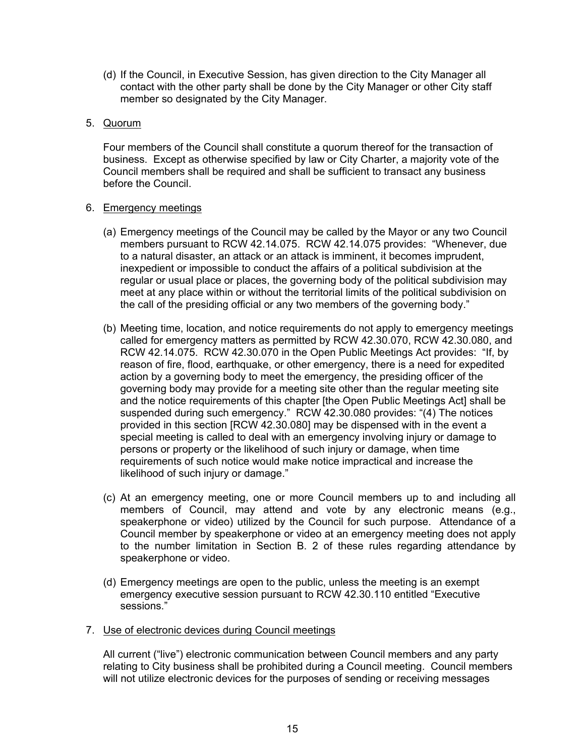(d) If the Council, in Executive Session, has given direction to the City Manager all contact with the other party shall be done by the City Manager or other City staff member so designated by the City Manager.

5. Quorum

   Four members of the Council shall constitute a quorum thereof for the transaction of business. Except as otherwise specified by law or City Charter, a majority vote of the Council members shall be required and shall be sufficient to transact any business before the Council.

6. Emergency meetings

   (a) Emergency meetings of the Council may be called by the Mayor or any two Council members pursuant to RCW 42.14.075. RCW 42.14.075 provides: "Whenever, due to a natural disaster, an attack or an attack is imminent, it becomes imprudent, inexpedient or impossible to conduct the affairs of a political subdivision at the regular or usual place or places, the governing body of the political subdivision may meet at any place within or without the territorial limits of the political subdivision on the call of the presiding official or any two members of the governing body."

   (b) Meeting time, location, and notice requirements do not apply to emergency meetings called for emergency matters as permitted by RCW 42.30.070, RCW 42.30.080, and RCW 42.14.075. RCW 42.30.070 in the Open Public Meetings Act provides: "If, by reason of fire, flood, earthquake, or other emergency, there is a need for expedited action by a governing body to meet the emergency, the presiding officer of the governing body may provide for a meeting site other than the regular meeting site and the notice requirements of this chapter [the Open Public Meetings Act] shall be suspended during such emergency." RCW 42.30.080 provides: "(4) The notices provided in this section [RCW 42.30.080] may be dispensed with in the event a special meeting is called to deal with an emergency involving injury or damage to persons or property or the likelihood of such injury or damage, when time requirements of such notice would make notice impractical and increase the likelihood of such injury or damage."

   (c) At an emergency meeting, one or more Council members up to and including all members of Council, may attend and vote by any electronic means (e.g., speakerphone or video) utilized by the Council for such purpose. Attendance of a Council member by speakerphone or video at an emergency meeting does not apply to the number limitation in Section B. 2 of these rules regarding attendance by speakerphone or video.

   (d) Emergency meetings are open to the public, unless the meeting is an exempt emergency executive session pursuant to RCW 42.30.110 entitled "Executive sessions."

7. Use of electronic devices during Council meetings

   All current ("live") electronic communication between Council members and any party relating to City business shall be prohibited during a Council meeting. Council members will not utilize electronic devices for the purposes of sending or receiving messages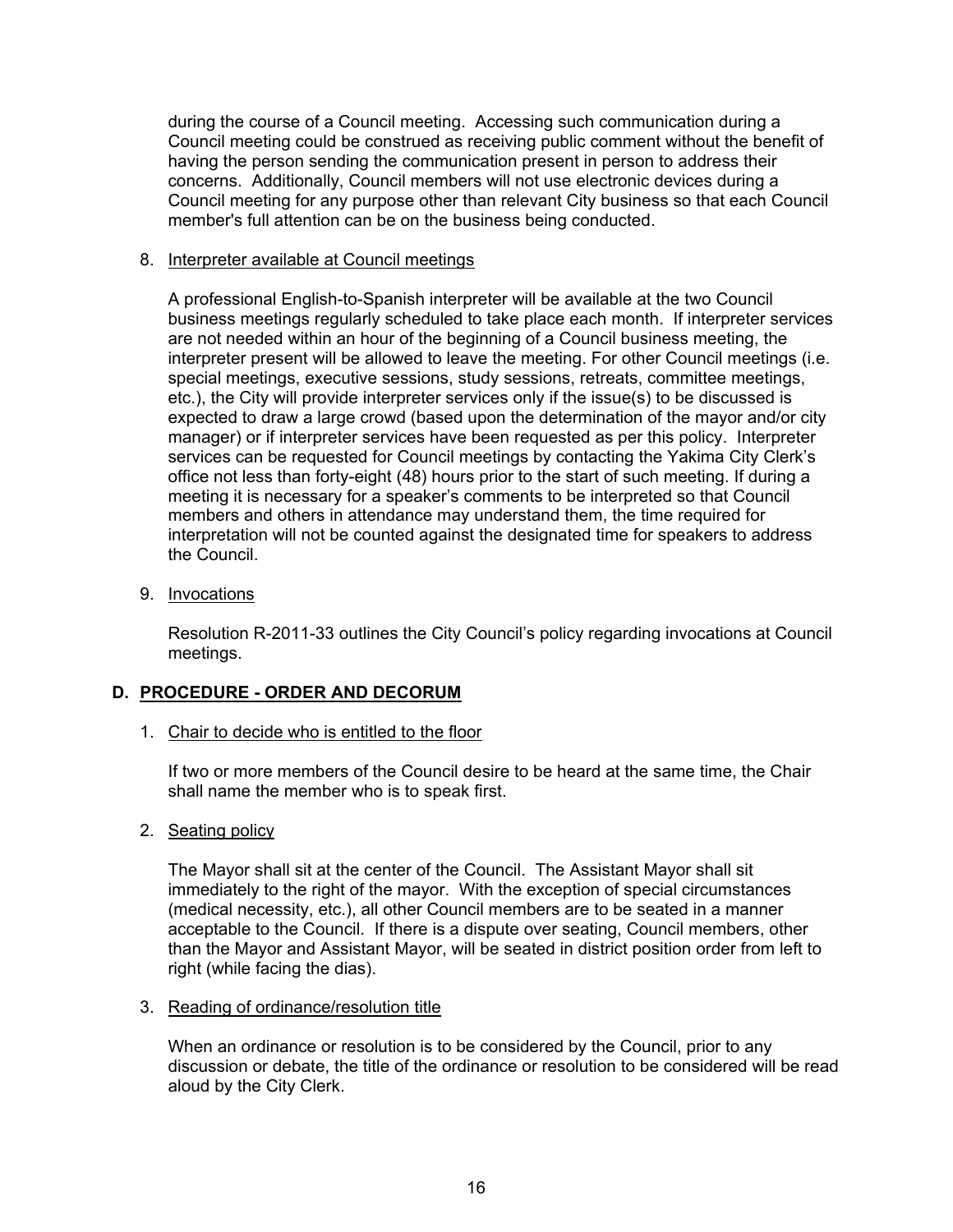during the course of a Council meeting. Accessing such communication during a Council meeting could be construed as receiving public comment without the benefit of having the person sending the communication present in person to address their concerns. Additionally, Council members will not use electronic devices during a Council meeting for any purpose other than relevant City business so that each Council member's full attention can be on the business being conducted.

8. Interpreter available at Council meetings

   A professional English-to-Spanish interpreter will be available at the two Council business meetings regularly scheduled to take place each month. If interpreter services are not needed within an hour of the beginning of a Council business meeting, the interpreter present will be allowed to leave the meeting. For other Council meetings (i.e. special meetings, executive sessions, study sessions, retreats, committee meetings, etc.), the City will provide interpreter services only if the issue(s) to be discussed is expected to draw a large crowd (based upon the determination of the mayor and/or city manager) or if interpreter services have been requested as per this policy. Interpreter services can be requested for Council meetings by contacting the Yakima City Clerk's office not less than forty-eight (48) hours prior to the start of such meeting. If during a meeting it is necessary for a speaker's comments to be interpreted so that Council members and others in attendance may understand them, the time required for interpretation will not be counted against the designated time for speakers to address the Council.

9. Invocations

   Resolution R-2011-33 outlines the City Council's policy regarding invocations at Council meetings.

## D. PROCEDURE - ORDER AND DECORUM

1. Chair to decide who is entitled to the floor

   If two or more members of the Council desire to be heard at the same time, the Chair shall name the member who is to speak first.

2. Seating policy

   The Mayor shall sit at the center of the Council. The Assistant Mayor shall sit immediately to the right of the mayor. With the exception of special circumstances (medical necessity, etc.), all other Council members are to be seated in a manner acceptable to the Council. If there is a dispute over seating, Council members, other than the Mayor and Assistant Mayor, will be seated in district position order from left to right (while facing the dias).

3. Reading of ordinance/resolution title

   When an ordinance or resolution is to be considered by the Council, prior to any discussion or debate, the title of the ordinance or resolution to be considered will be read aloud by the City Clerk.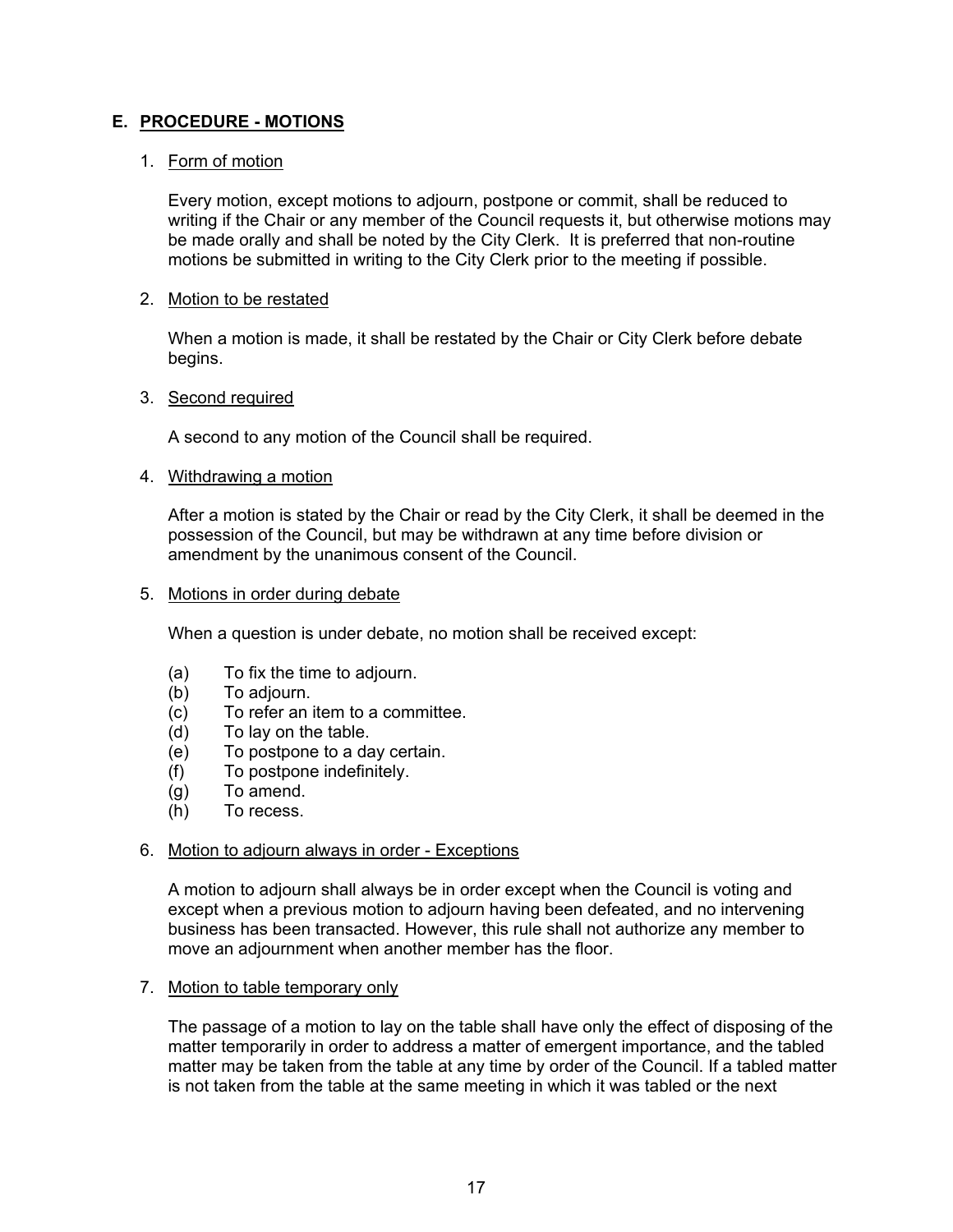## E. PROCEDURE - MOTIONS

1. Form of motion

   Every motion, except motions to adjourn, postpone or commit, shall be reduced to writing if the Chair or any member of the Council requests it, but otherwise motions may be made orally and shall be noted by the City Clerk. It is preferred that non-routine motions be submitted in writing to the City Clerk prior to the meeting if possible.

2. Motion to be restated

   When a motion is made, it shall be restated by the Chair or City Clerk before debate begins.

3. Second required

   A second to any motion of the Council shall be required.

4. Withdrawing a motion

   After a motion is stated by the Chair or read by the City Clerk, it shall be deemed in the possession of the Council, but may be withdrawn at any time before division or amendment by the unanimous consent of the Council.

5. Motions in order during debate

   When a question is under debate, no motion shall be received except:

   (a) To fix the time to adjourn.
   (b) To adjourn.
   (c) To refer an item to a committee.
   (d) To lay on the table.
   (e) To postpone to a day certain.
   (f) To postpone indefinitely.
   (g) To amend.
   (h) To recess.

6. Motion to adjourn always in order - Exceptions

   A motion to adjourn shall always be in order except when the Council is voting and except when a previous motion to adjourn having been defeated, and no intervening business has been transacted. However, this rule shall not authorize any member to move an adjournment when another member has the floor.

7. Motion to table temporary only

   The passage of a motion to lay on the table shall have only the effect of disposing of the matter temporarily in order to address a matter of emergent importance, and the tabled matter may be taken from the table at any time by order of the Council. If a tabled matter is not taken from the table at the same meeting in which it was tabled or the next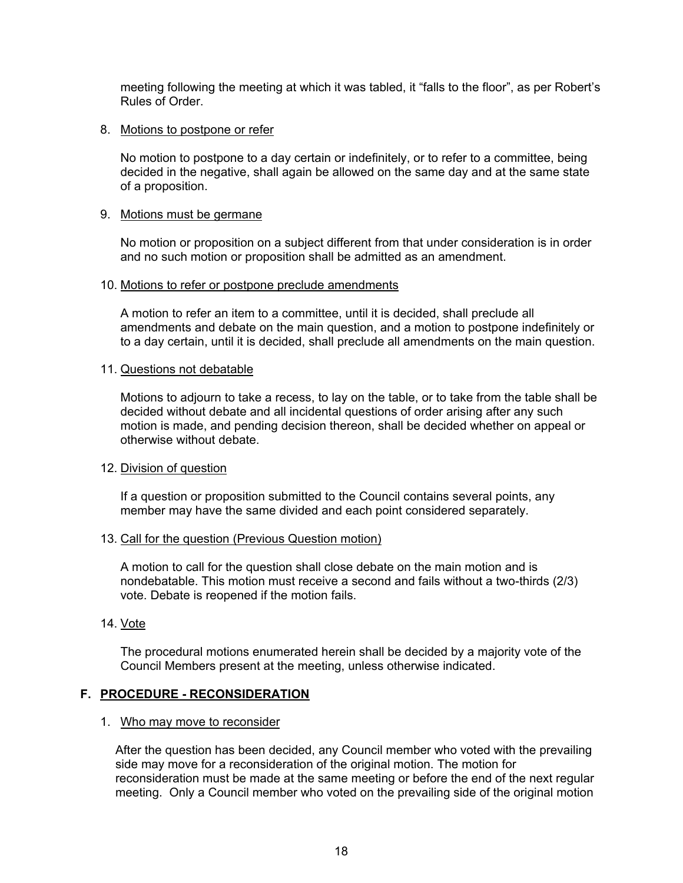meeting following the meeting at which it was tabled, it "falls to the floor", as per Robert's Rules of Order.

8. Motions to postpone or refer

   No motion to postpone to a day certain or indefinitely, or to refer to a committee, being decided in the negative, shall again be allowed on the same day and at the same state of a proposition.

9. Motions must be germane

   No motion or proposition on a subject different from that under consideration is in order and no such motion or proposition shall be admitted as an amendment.

10. Motions to refer or postpone preclude amendments

    A motion to refer an item to a committee, until it is decided, shall preclude all amendments and debate on the main question, and a motion to postpone indefinitely or to a day certain, until it is decided, shall preclude all amendments on the main question.

11. Questions not debatable

    Motions to adjourn to take a recess, to lay on the table, or to take from the table shall be decided without debate and all incidental questions of order arising after any such motion is made, and pending decision thereon, shall be decided whether on appeal or otherwise without debate.

12. Division of question

    If a question or proposition submitted to the Council contains several points, any member may have the same divided and each point considered separately.

13. Call for the question (Previous Question motion)

    A motion to call for the question shall close debate on the main motion and is nondebatable. This motion must receive a second and fails without a two-thirds (2/3) vote. Debate is reopened if the motion fails.

14. Vote

    The procedural motions enumerated herein shall be decided by a majority vote of the Council Members present at the meeting, unless otherwise indicated.

## F. PROCEDURE - RECONSIDERATION

1. Who may move to reconsider

   After the question has been decided, any Council member who voted with the prevailing side may move for a reconsideration of the original motion. The motion for reconsideration must be made at the same meeting or before the end of the next regular meeting. Only a Council member who voted on the prevailing side of the original motion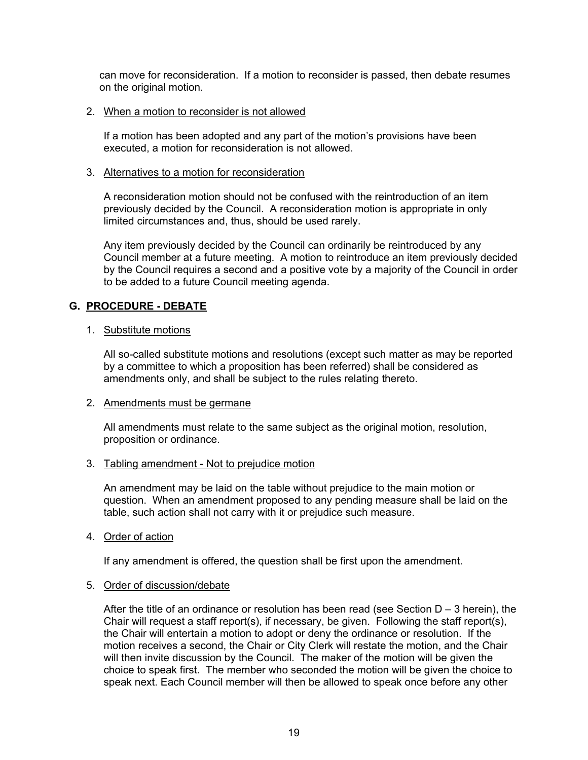can move for reconsideration. If a motion to reconsider is passed, then debate resumes on the original motion.

2. <u>When a motion to reconsider is not allowed</u>

   If a motion has been adopted and any part of the motion's provisions have been executed, a motion for reconsideration is not allowed.

3. <u>Alternatives to a motion for reconsideration</u>

   A reconsideration motion should not be confused with the reintroduction of an item previously decided by the Council. A reconsideration motion is appropriate in only limited circumstances and, thus, should be used rarely.

   Any item previously decided by the Council can ordinarily be reintroduced by any Council member at a future meeting. A motion to reintroduce an item previously decided by the Council requires a second and a positive vote by a majority of the Council in order to be added to a future Council meeting agenda.

## G. <u>PROCEDURE - DEBATE</u>

1. <u>Substitute motions</u>

   All so-called substitute motions and resolutions (except such matter as may be reported by a committee to which a proposition has been referred) shall be considered as amendments only, and shall be subject to the rules relating thereto.

2. <u>Amendments must be germane</u>

   All amendments must relate to the same subject as the original motion, resolution, proposition or ordinance.

3. <u>Tabling amendment - Not to prejudice motion</u>

   An amendment may be laid on the table without prejudice to the main motion or question. When an amendment proposed to any pending measure shall be laid on the table, such action shall not carry with it or prejudice such measure.

4. <u>Order of action</u>

   If any amendment is offered, the question shall be first upon the amendment.

5. <u>Order of discussion/debate</u>

   After the title of an ordinance or resolution has been read (see Section D – 3 herein), the Chair will request a staff report(s), if necessary, be given. Following the staff report(s), the Chair will entertain a motion to adopt or deny the ordinance or resolution. If the motion receives a second, the Chair or City Clerk will restate the motion, and the Chair will then invite discussion by the Council. The maker of the motion will be given the choice to speak first. The member who seconded the motion will be given the choice to speak next. Each Council member will then be allowed to speak once before any other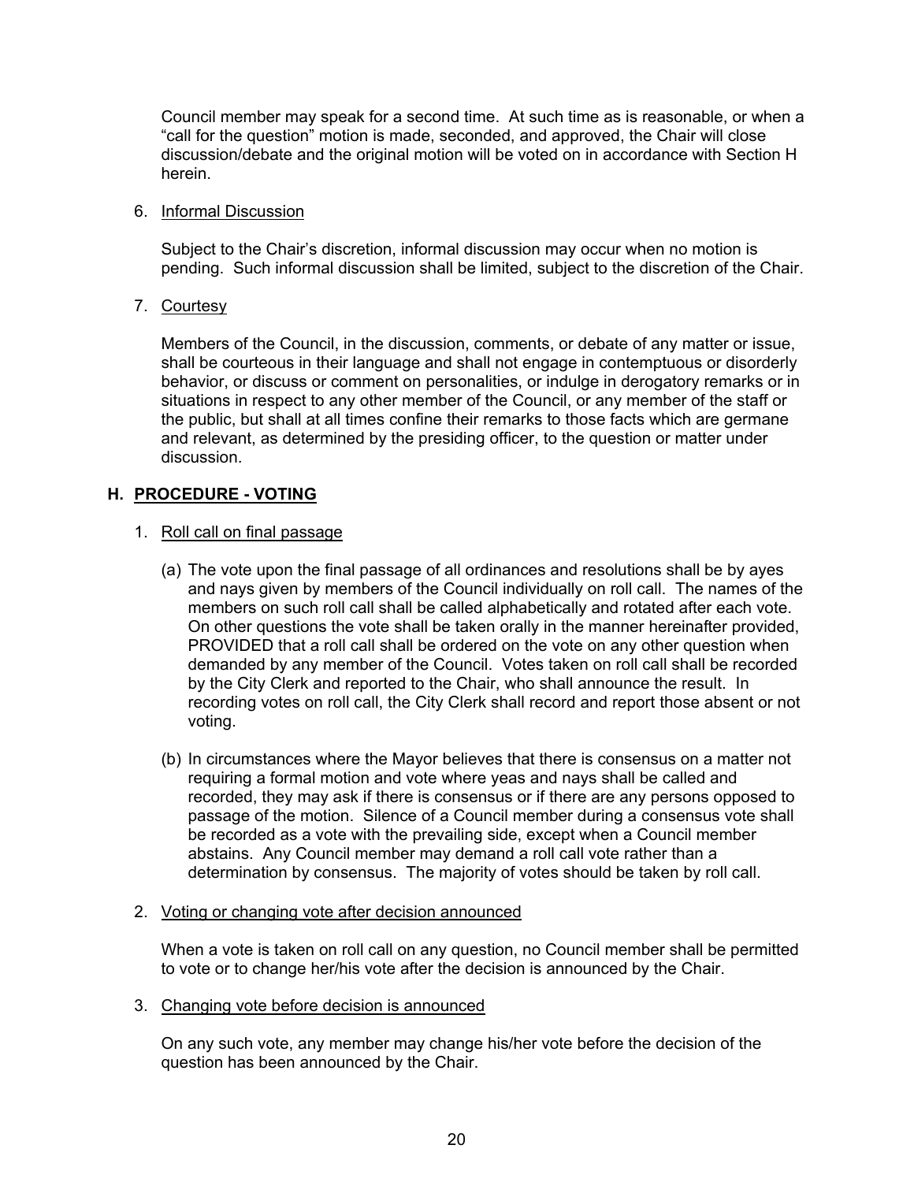Council member may speak for a second time. At such time as is reasonable, or when a "call for the question" motion is made, seconded, and approved, the Chair will close discussion/debate and the original motion will be voted on in accordance with Section H herein.

6. <u>Informal Discussion</u>

   Subject to the Chair's discretion, informal discussion may occur when no motion is pending. Such informal discussion shall be limited, subject to the discretion of the Chair.

7. <u>Courtesy</u>

   Members of the Council, in the discussion, comments, or debate of any matter or issue, shall be courteous in their language and shall not engage in contemptuous or disorderly behavior, or discuss or comment on personalities, or indulge in derogatory remarks or in situations in respect to any other member of the Council, or any member of the staff or the public, but shall at all times confine their remarks to those facts which are germane and relevant, as determined by the presiding officer, to the question or matter under discussion.

## H. PROCEDURE - VOTING

1. <u>Roll call on final passage</u>

   (a) The vote upon the final passage of all ordinances and resolutions shall be by ayes and nays given by members of the Council individually on roll call. The names of the members on such roll call shall be called alphabetically and rotated after each vote. On other questions the vote shall be taken orally in the manner hereinafter provided, PROVIDED that a roll call shall be ordered on the vote on any other question when demanded by any member of the Council. Votes taken on roll call shall be recorded by the City Clerk and reported to the Chair, who shall announce the result. In recording votes on roll call, the City Clerk shall record and report those absent or not voting.

   (b) In circumstances where the Mayor believes that there is consensus on a matter not requiring a formal motion and vote where yeas and nays shall be called and recorded, they may ask if there is consensus or if there are any persons opposed to passage of the motion. Silence of a Council member during a consensus vote shall be recorded as a vote with the prevailing side, except when a Council member abstains. Any Council member may demand a roll call vote rather than a determination by consensus. The majority of votes should be taken by roll call.

2. <u>Voting or changing vote after decision announced</u>

   When a vote is taken on roll call on any question, no Council member shall be permitted to vote or to change her/his vote after the decision is announced by the Chair.

3. <u>Changing vote before decision is announced</u>

   On any such vote, any member may change his/her vote before the decision of the question has been announced by the Chair.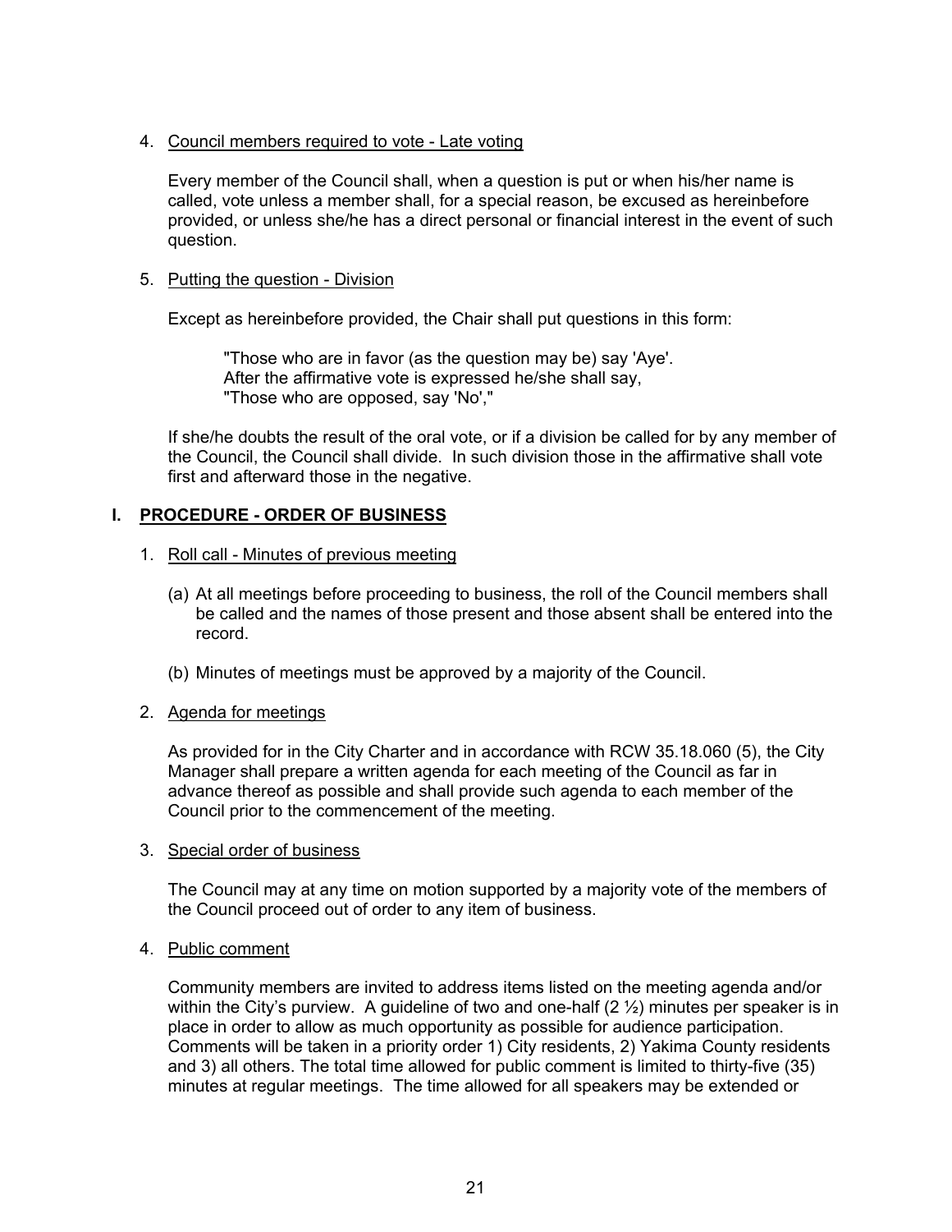4. Council members required to vote - Late voting

   Every member of the Council shall, when a question is put or when his/her name is called, vote unless a member shall, for a special reason, be excused as hereinbefore provided, or unless she/he has a direct personal or financial interest in the event of such question.

5. Putting the question - Division

   Except as hereinbefore provided, the Chair shall put questions in this form:

   > "Those who are in favor (as the question may be) say 'Aye'.
   > After the affirmative vote is expressed he/she shall say,
   > "Those who are opposed, say 'No',"

   If she/he doubts the result of the oral vote, or if a division be called for by any member of the Council, the Council shall divide. In such division those in the affirmative shall vote first and afterward those in the negative.

## I. PROCEDURE - ORDER OF BUSINESS

1. Roll call - Minutes of previous meeting

   (a) At all meetings before proceeding to business, the roll of the Council members shall be called and the names of those present and those absent shall be entered into the record.

   (b) Minutes of meetings must be approved by a majority of the Council.

2. Agenda for meetings

   As provided for in the City Charter and in accordance with RCW 35.18.060 (5), the City Manager shall prepare a written agenda for each meeting of the Council as far in advance thereof as possible and shall provide such agenda to each member of the Council prior to the commencement of the meeting.

3. Special order of business

   The Council may at any time on motion supported by a majority vote of the members of the Council proceed out of order to any item of business.

4. Public comment

   Community members are invited to address items listed on the meeting agenda and/or within the City's purview. A guideline of two and one-half (2 ½) minutes per speaker is in place in order to allow as much opportunity as possible for audience participation. Comments will be taken in a priority order 1) City residents, 2) Yakima County residents and 3) all others. The total time allowed for public comment is limited to thirty-five (35) minutes at regular meetings. The time allowed for all speakers may be extended or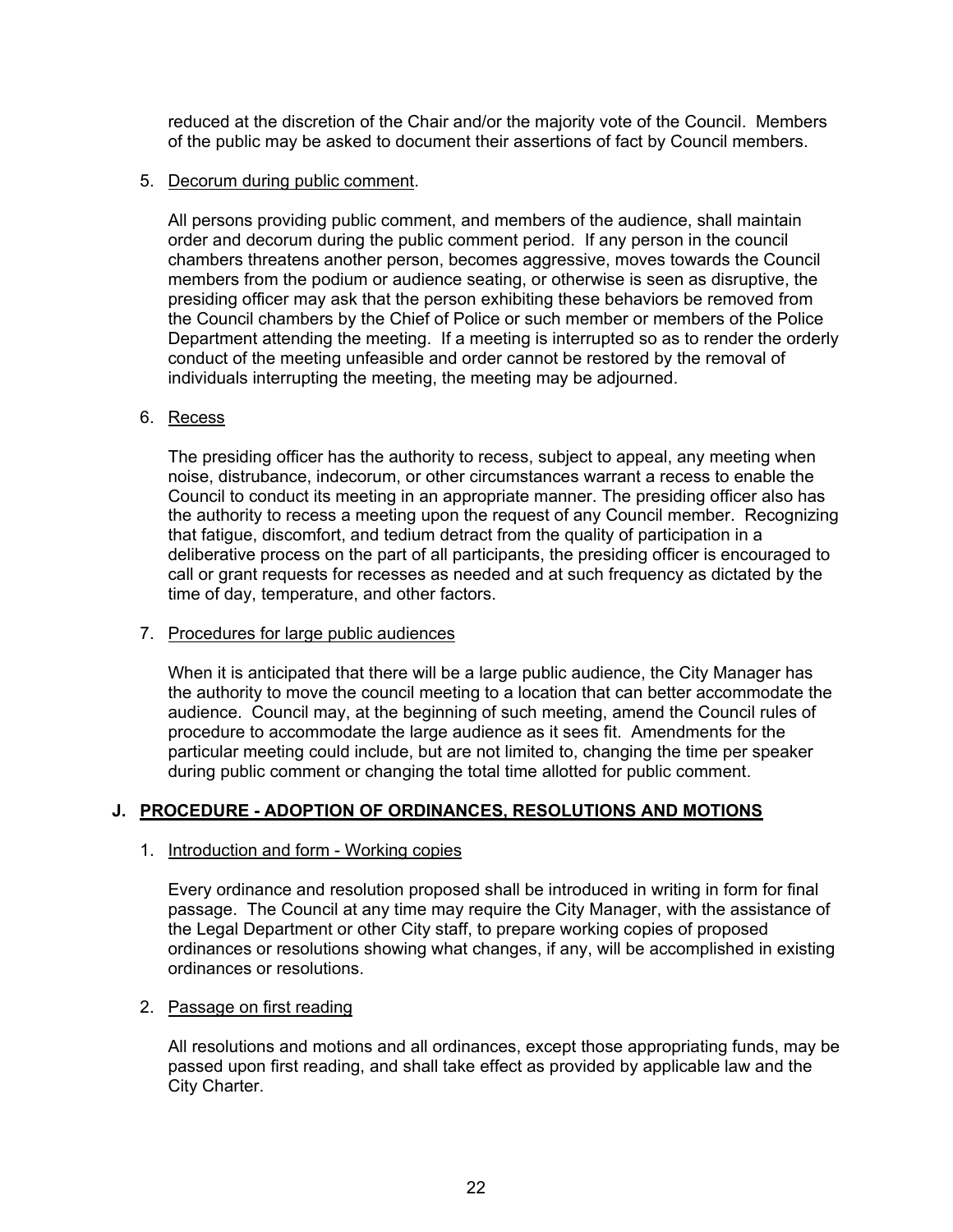reduced at the discretion of the Chair and/or the majority vote of the Council. Members of the public may be asked to document their assertions of fact by Council members.

5. Decorum during public comment.

   All persons providing public comment, and members of the audience, shall maintain order and decorum during the public comment period. If any person in the council chambers threatens another person, becomes aggressive, moves towards the Council members from the podium or audience seating, or otherwise is seen as disruptive, the presiding officer may ask that the person exhibiting these behaviors be removed from the Council chambers by the Chief of Police or such member or members of the Police Department attending the meeting. If a meeting is interrupted so as to render the orderly conduct of the meeting unfeasible and order cannot be restored by the removal of individuals interrupting the meeting, the meeting may be adjourned.

6. Recess

   The presiding officer has the authority to recess, subject to appeal, any meeting when noise, distrubance, indecorum, or other circumstances warrant a recess to enable the Council to conduct its meeting in an appropriate manner. The presiding officer also has the authority to recess a meeting upon the request of any Council member. Recognizing that fatigue, discomfort, and tedium detract from the quality of participation in a deliberative process on the part of all participants, the presiding officer is encouraged to call or grant requests for recesses as needed and at such frequency as dictated by the time of day, temperature, and other factors.

7. Procedures for large public audiences

   When it is anticipated that there will be a large public audience, the City Manager has the authority to move the council meeting to a location that can better accommodate the audience. Council may, at the beginning of such meeting, amend the Council rules of procedure to accommodate the large audience as it sees fit. Amendments for the particular meeting could include, but are not limited to, changing the time per speaker during public comment or changing the total time allotted for public comment.

## J. PROCEDURE - ADOPTION OF ORDINANCES, RESOLUTIONS AND MOTIONS

1. Introduction and form - Working copies

   Every ordinance and resolution proposed shall be introduced in writing in form for final passage. The Council at any time may require the City Manager, with the assistance of the Legal Department or other City staff, to prepare working copies of proposed ordinances or resolutions showing what changes, if any, will be accomplished in existing ordinances or resolutions.

2. Passage on first reading

   All resolutions and motions and all ordinances, except those appropriating funds, may be passed upon first reading, and shall take effect as provided by applicable law and the City Charter.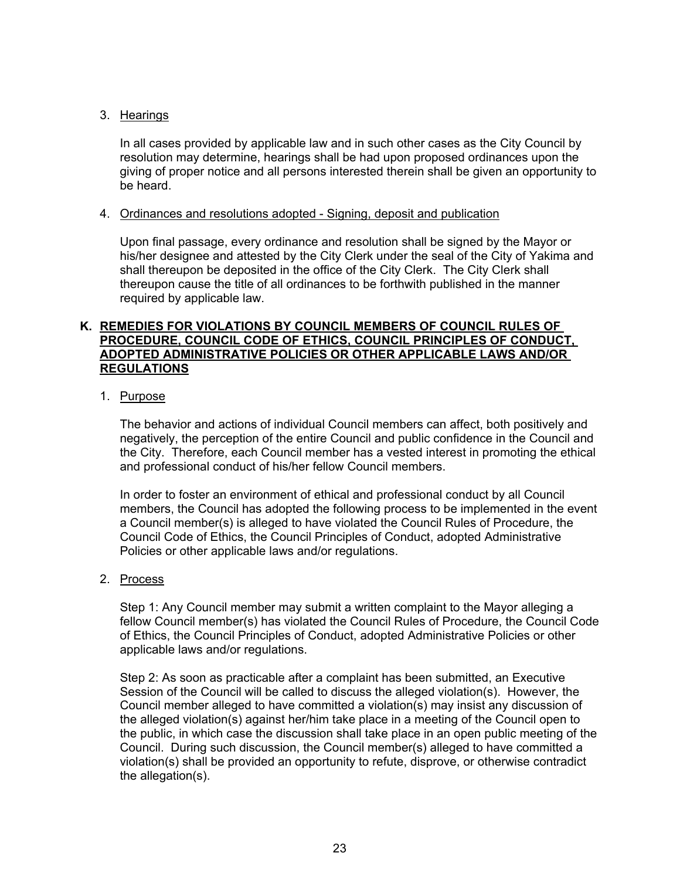3. Hearings

   In all cases provided by applicable law and in such other cases as the City Council by resolution may determine, hearings shall be had upon proposed ordinances upon the giving of proper notice and all persons interested therein shall be given an opportunity to be heard.

4. Ordinances and resolutions adopted - Signing, deposit and publication

   Upon final passage, every ordinance and resolution shall be signed by the Mayor or his/her designee and attested by the City Clerk under the seal of the City of Yakima and shall thereupon be deposited in the office of the City Clerk. The City Clerk shall thereupon cause the title of all ordinances to be forthwith published in the manner required by applicable law.

## K. REMEDIES FOR VIOLATIONS BY COUNCIL MEMBERS OF COUNCIL RULES OF PROCEDURE, COUNCIL CODE OF ETHICS, COUNCIL PRINCIPLES OF CONDUCT, ADOPTED ADMINISTRATIVE POLICIES OR OTHER APPLICABLE LAWS AND/OR REGULATIONS

1. Purpose

   The behavior and actions of individual Council members can affect, both positively and negatively, the perception of the entire Council and public confidence in the Council and the City. Therefore, each Council member has a vested interest in promoting the ethical and professional conduct of his/her fellow Council members.

   In order to foster an environment of ethical and professional conduct by all Council members, the Council has adopted the following process to be implemented in the event a Council member(s) is alleged to have violated the Council Rules of Procedure, the Council Code of Ethics, the Council Principles of Conduct, adopted Administrative Policies or other applicable laws and/or regulations.

2. Process

   Step 1: Any Council member may submit a written complaint to the Mayor alleging a fellow Council member(s) has violated the Council Rules of Procedure, the Council Code of Ethics, the Council Principles of Conduct, adopted Administrative Policies or other applicable laws and/or regulations.

   Step 2: As soon as practicable after a complaint has been submitted, an Executive Session of the Council will be called to discuss the alleged violation(s). However, the Council member alleged to have committed a violation(s) may insist any discussion of the alleged violation(s) against her/him take place in a meeting of the Council open to the public, in which case the discussion shall take place in an open public meeting of the Council. During such discussion, the Council member(s) alleged to have committed a violation(s) shall be provided an opportunity to refute, disprove, or otherwise contradict the allegation(s).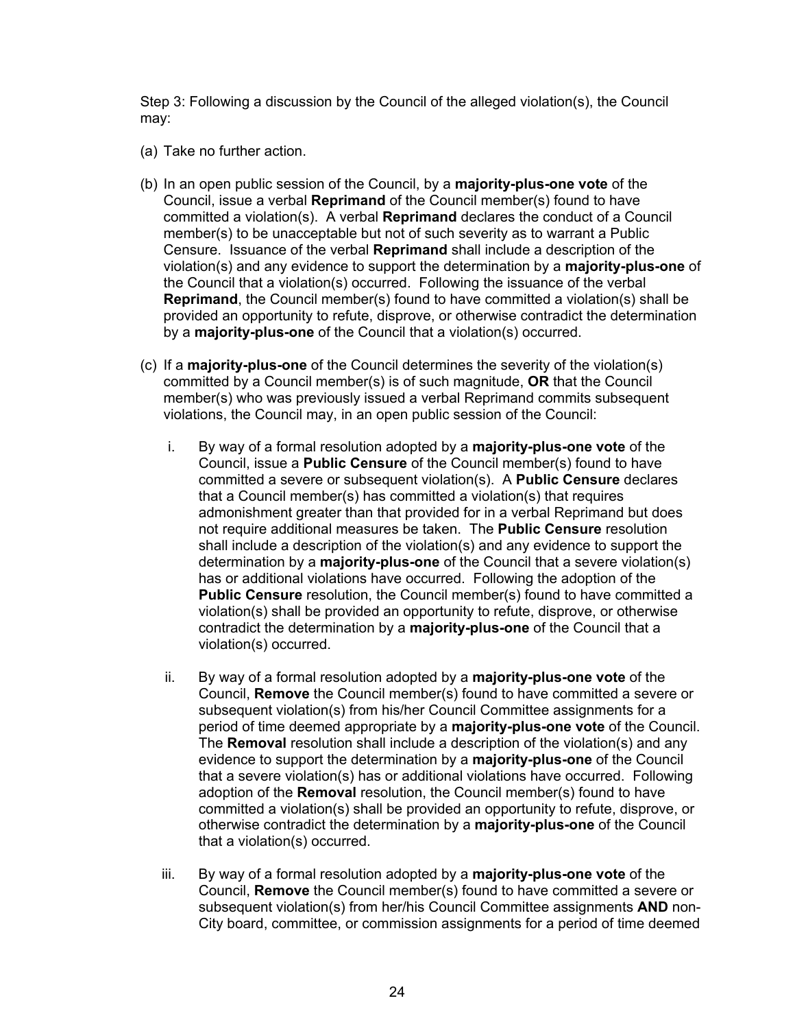Step 3: Following a discussion by the Council of the alleged violation(s), the Council may:

(a) Take no further action.

(b) In an open public session of the Council, by a **majority-plus-one vote** of the Council, issue a verbal **Reprimand** of the Council member(s) found to have committed a violation(s). A verbal **Reprimand** declares the conduct of a Council member(s) to be unacceptable but not of such severity as to warrant a Public Censure. Issuance of the verbal **Reprimand** shall include a description of the violation(s) and any evidence to support the determination by a **majority-plus-one** of the Council that a violation(s) occurred. Following the issuance of the verbal **Reprimand**, the Council member(s) found to have committed a violation(s) shall be provided an opportunity to refute, disprove, or otherwise contradict the determination by a **majority-plus-one** of the Council that a violation(s) occurred.

(c) If a **majority-plus-one** of the Council determines the severity of the violation(s) committed by a Council member(s) is of such magnitude, **OR** that the Council member(s) who was previously issued a verbal Reprimand commits subsequent violations, the Council may, in an open public session of the Council:

   i. By way of a formal resolution adopted by a **majority-plus-one vote** of the Council, issue a **Public Censure** of the Council member(s) found to have committed a severe or subsequent violation(s). A **Public Censure** declares that a Council member(s) has committed a violation(s) that requires admonishment greater than that provided for in a verbal Reprimand but does not require additional measures be taken. The **Public Censure** resolution shall include a description of the violation(s) and any evidence to support the determination by a **majority-plus-one** of the Council that a severe violation(s) has or additional violations have occurred. Following the adoption of the **Public Censure** resolution, the Council member(s) found to have committed a violation(s) shall be provided an opportunity to refute, disprove, or otherwise contradict the determination by a **majority-plus-one** of the Council that a violation(s) occurred.

   ii. By way of a formal resolution adopted by a **majority-plus-one vote** of the Council, **Remove** the Council member(s) found to have committed a severe or subsequent violation(s) from his/her Council Committee assignments for a period of time deemed appropriate by a **majority-plus-one vote** of the Council. The **Removal** resolution shall include a description of the violation(s) and any evidence to support the determination by a **majority-plus-one** of the Council that a severe violation(s) has or additional violations have occurred. Following adoption of the **Removal** resolution, the Council member(s) found to have committed a violation(s) shall be provided an opportunity to refute, disprove, or otherwise contradict the determination by a **majority-plus-one** of the Council that a violation(s) occurred.

   iii. By way of a formal resolution adopted by a **majority-plus-one vote** of the Council, **Remove** the Council member(s) found to have committed a severe or subsequent violation(s) from her/his Council Committee assignments **AND** non-City board, committee, or commission assignments for a period of time deemed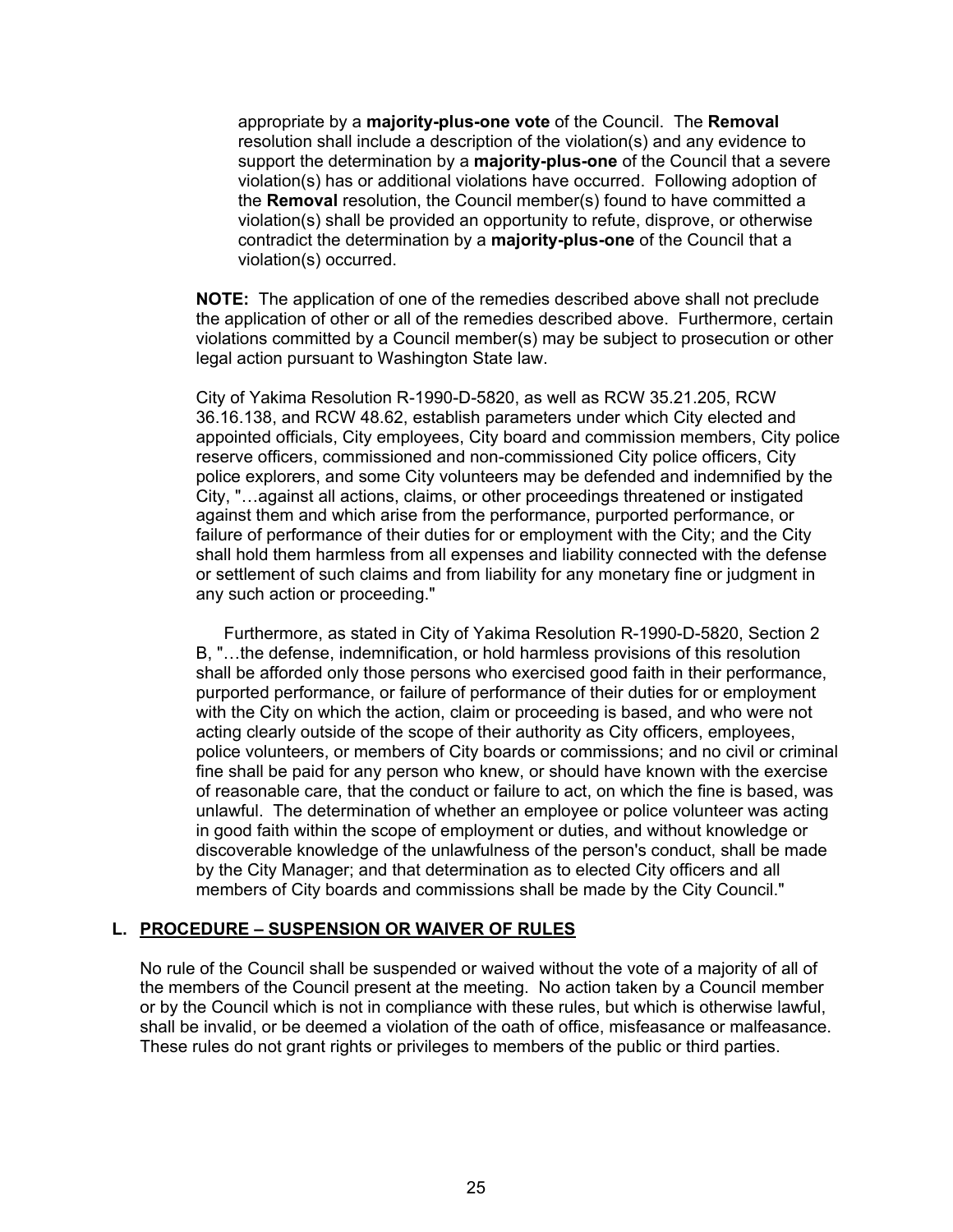appropriate by a **majority-plus-one vote** of the Council. The **Removal** resolution shall include a description of the violation(s) and any evidence to support the determination by a **majority-plus-one** of the Council that a severe violation(s) has or additional violations have occurred. Following adoption of the **Removal** resolution, the Council member(s) found to have committed a violation(s) shall be provided an opportunity to refute, disprove, or otherwise contradict the determination by a **majority-plus-one** of the Council that a violation(s) occurred.

**NOTE:** The application of one of the remedies described above shall not preclude the application of other or all of the remedies described above. Furthermore, certain violations committed by a Council member(s) may be subject to prosecution or other legal action pursuant to Washington State law.

City of Yakima Resolution R-1990-D-5820, as well as RCW 35.21.205, RCW 36.16.138, and RCW 48.62, establish parameters under which City elected and appointed officials, City employees, City board and commission members, City police reserve officers, commissioned and non-commissioned City police officers, City police explorers, and some City volunteers may be defended and indemnified by the City, "…against all actions, claims, or other proceedings threatened or instigated against them and which arise from the performance, purported performance, or failure of performance of their duties for or employment with the City; and the City shall hold them harmless from all expenses and liability connected with the defense or settlement of such claims and from liability for any monetary fine or judgment in any such action or proceeding."

Furthermore, as stated in City of Yakima Resolution R-1990-D-5820, Section 2 B, "…the defense, indemnification, or hold harmless provisions of this resolution shall be afforded only those persons who exercised good faith in their performance, purported performance, or failure of performance of their duties for or employment with the City on which the action, claim or proceeding is based, and who were not acting clearly outside of the scope of their authority as City officers, employees, police volunteers, or members of City boards or commissions; and no civil or criminal fine shall be paid for any person who knew, or should have known with the exercise of reasonable care, that the conduct or failure to act, on which the fine is based, was unlawful. The determination of whether an employee or police volunteer was acting in good faith within the scope of employment or duties, and without knowledge or discoverable knowledge of the unlawfulness of the person's conduct, shall be made by the City Manager; and that determination as to elected City officers and all members of City boards and commissions shall be made by the City Council."

## L. PROCEDURE – SUSPENSION OR WAIVER OF RULES

No rule of the Council shall be suspended or waived without the vote of a majority of all of the members of the Council present at the meeting. No action taken by a Council member or by the Council which is not in compliance with these rules, but which is otherwise lawful, shall be invalid, or be deemed a violation of the oath of office, misfeasance or malfeasance. These rules do not grant rights or privileges to members of the public or third parties.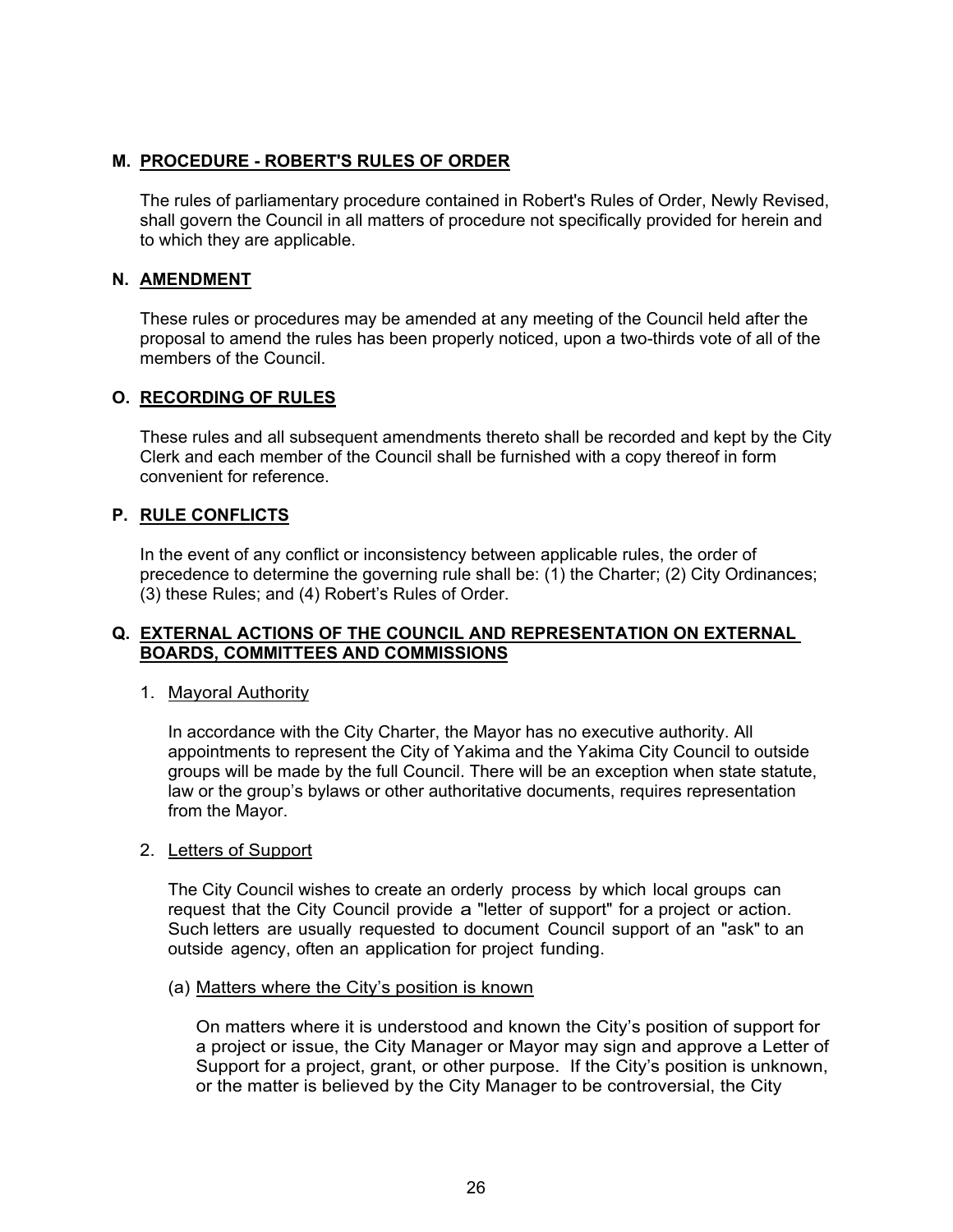## M. PROCEDURE - ROBERT'S RULES OF ORDER

The rules of parliamentary procedure contained in Robert's Rules of Order, Newly Revised, shall govern the Council in all matters of procedure not specifically provided for herein and to which they are applicable.

## N. AMENDMENT

These rules or procedures may be amended at any meeting of the Council held after the proposal to amend the rules has been properly noticed, upon a two-thirds vote of all of the members of the Council.

## O. RECORDING OF RULES

These rules and all subsequent amendments thereto shall be recorded and kept by the City Clerk and each member of the Council shall be furnished with a copy thereof in form convenient for reference.

## P. RULE CONFLICTS

In the event of any conflict or inconsistency between applicable rules, the order of precedence to determine the governing rule shall be: (1) the Charter; (2) City Ordinances; (3) these Rules; and (4) Robert's Rules of Order.

## Q. EXTERNAL ACTIONS OF THE COUNCIL AND REPRESENTATION ON EXTERNAL BOARDS, COMMITTEES AND COMMISSIONS

### 1. Mayoral Authority

In accordance with the City Charter, the Mayor has no executive authority. All appointments to represent the City of Yakima and the Yakima City Council to outside groups will be made by the full Council. There will be an exception when state statute, law or the group's bylaws or other authoritative documents, requires representation from the Mayor.

### 2. Letters of Support

The City Council wishes to create an orderly process by which local groups can request that the City Council provide a "letter of support" for a project or action. Such letters are usually requested to document Council support of an "ask" to an outside agency, often an application for project funding.

#### (a) Matters where the City's position is known

On matters where it is understood and known the City's position of support for a project or issue, the City Manager or Mayor may sign and approve a Letter of Support for a project, grant, or other purpose. If the City's position is unknown, or the matter is believed by the City Manager to be controversial, the City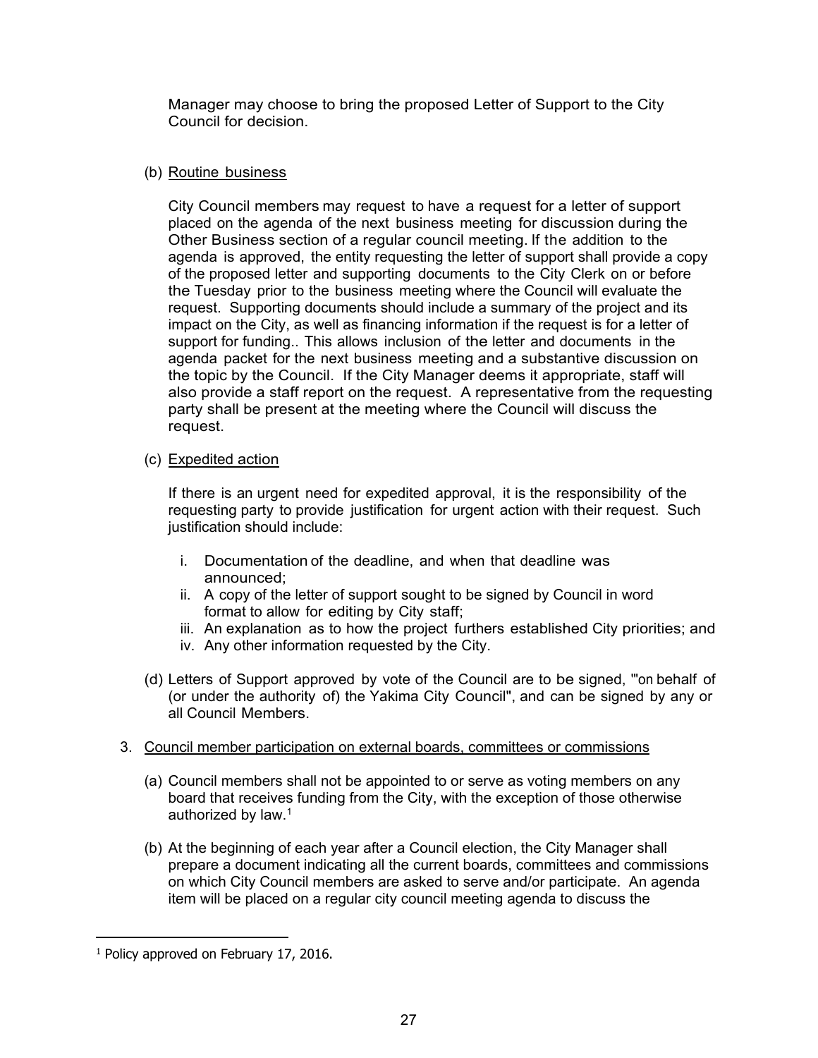Manager may choose to bring the proposed Letter of Support to the City Council for decision.

(b) Routine business

City Council members may request to have a request for a letter of support placed on the agenda of the next business meeting for discussion during the Other Business section of a regular council meeting. If the addition to the agenda is approved, the entity requesting the letter of support shall provide a copy of the proposed letter and supporting documents to the City Clerk on or before the Tuesday prior to the business meeting where the Council will evaluate the request. Supporting documents should include a summary of the project and its impact on the City, as well as financing information if the request is for a letter of support for funding.. This allows inclusion of the letter and documents in the agenda packet for the next business meeting and a substantive discussion on the topic by the Council. If the City Manager deems it appropriate, staff will also provide a staff report on the request. A representative from the requesting party shall be present at the meeting where the Council will discuss the request.

(c) Expedited action

If there is an urgent need for expedited approval, it is the responsibility of the requesting party to provide justification for urgent action with their request. Such justification should include:

i. Documentation of the deadline, and when that deadline was announced;
ii. A copy of the letter of support sought to be signed by Council in word format to allow for editing by City staff;
iii. An explanation as to how the project furthers established City priorities; and
iv. Any other information requested by the City.

(d) Letters of Support approved by vote of the Council are to be signed, "'on behalf of (or under the authority of) the Yakima City Council", and can be signed by any or all Council Members.

3. Council member participation on external boards, committees or commissions

(a) Council members shall not be appointed to or serve as voting members on any board that receives funding from the City, with the exception of those otherwise authorized by law.[1]

(b) At the beginning of each year after a Council election, the City Manager shall prepare a document indicating all the current boards, committees and commissions on which City Council members are asked to serve and/or participate. An agenda item will be placed on a regular city council meeting agenda to discuss the

[1] Policy approved on February 17, 2016.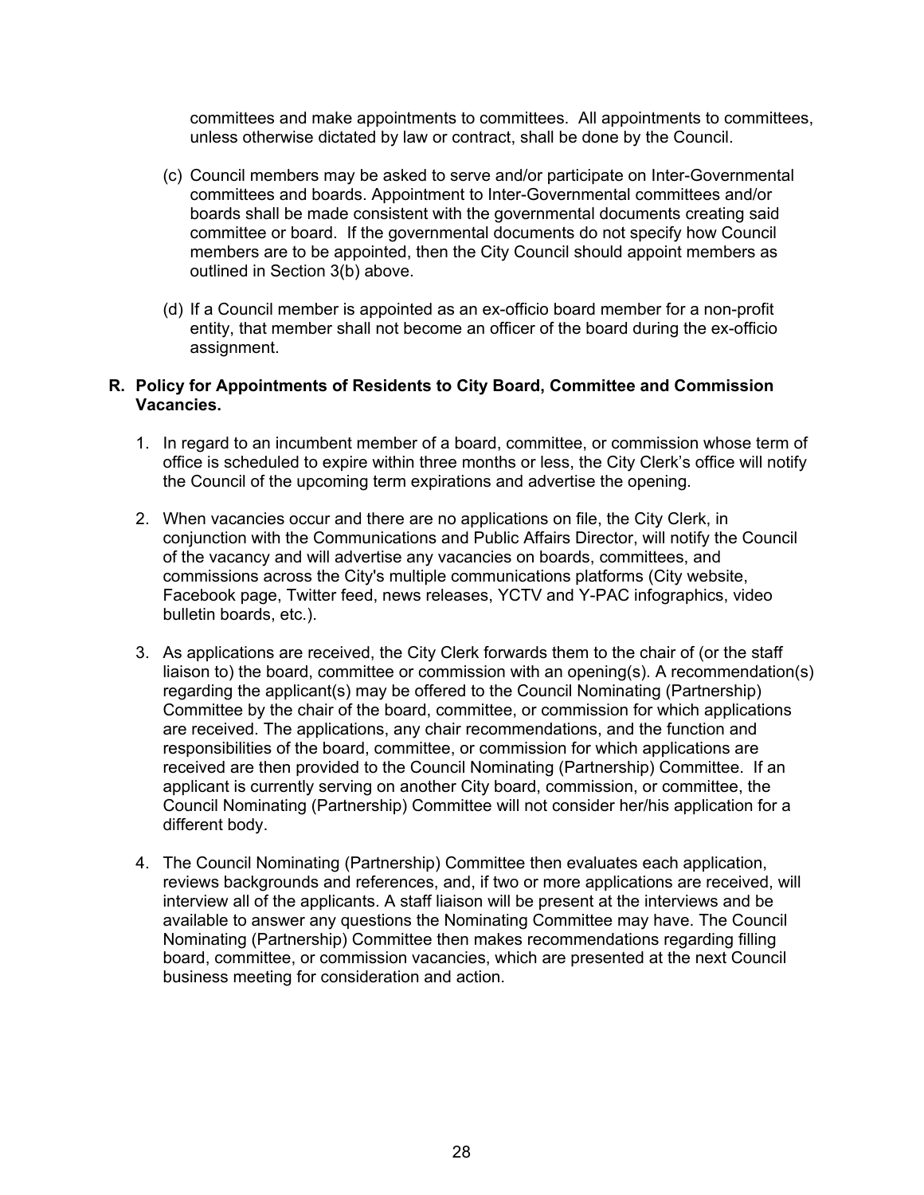committees and make appointments to committees. All appointments to committees, unless otherwise dictated by law or contract, shall be done by the Council.

(c) Council members may be asked to serve and/or participate on Inter-Governmental committees and boards. Appointment to Inter-Governmental committees and/or boards shall be made consistent with the governmental documents creating said committee or board. If the governmental documents do not specify how Council members are to be appointed, then the City Council should appoint members as outlined in Section 3(b) above.

(d) If a Council member is appointed as an ex-officio board member for a non-profit entity, that member shall not become an officer of the board during the ex-officio assignment.

**R. Policy for Appointments of Residents to City Board, Committee and Commission Vacancies.**

1. In regard to an incumbent member of a board, committee, or commission whose term of office is scheduled to expire within three months or less, the City Clerk's office will notify the Council of the upcoming term expirations and advertise the opening.

2. When vacancies occur and there are no applications on file, the City Clerk, in conjunction with the Communications and Public Affairs Director, will notify the Council of the vacancy and will advertise any vacancies on boards, committees, and commissions across the City's multiple communications platforms (City website, Facebook page, Twitter feed, news releases, YCTV and Y-PAC infographics, video bulletin boards, etc.).

3. As applications are received, the City Clerk forwards them to the chair of (or the staff liaison to) the board, committee or commission with an opening(s). A recommendation(s) regarding the applicant(s) may be offered to the Council Nominating (Partnership) Committee by the chair of the board, committee, or commission for which applications are received. The applications, any chair recommendations, and the function and responsibilities of the board, committee, or commission for which applications are received are then provided to the Council Nominating (Partnership) Committee. If an applicant is currently serving on another City board, commission, or committee, the Council Nominating (Partnership) Committee will not consider her/his application for a different body.

4. The Council Nominating (Partnership) Committee then evaluates each application, reviews backgrounds and references, and, if two or more applications are received, will interview all of the applicants. A staff liaison will be present at the interviews and be available to answer any questions the Nominating Committee may have. The Council Nominating (Partnership) Committee then makes recommendations regarding filling board, committee, or commission vacancies, which are presented at the next Council business meeting for consideration and action.